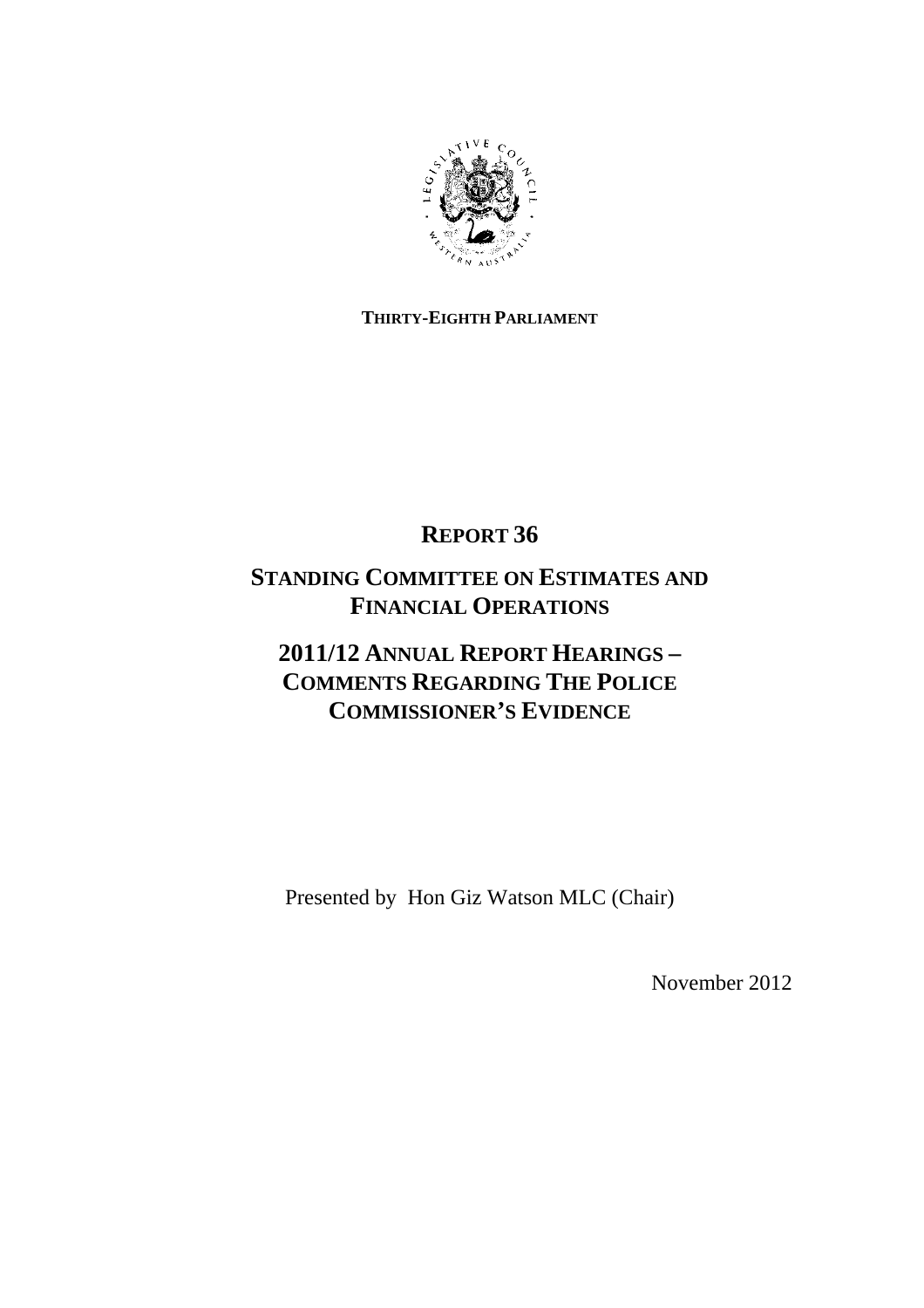**THIRTY-EIGHTH PARLIAMENT**

# REPORT 36

## STANDING COMMITTEE ON ESTIMATES AND FINANCIAL OPERATIONS

## 2011/12 ANNUAL REPORT HEARINGS – COMMENTS REGARDING THE POLICE COMMISSIONER'S EVIDENCE

Presented by Hon Giz Watson MLC (Chair)

November 2012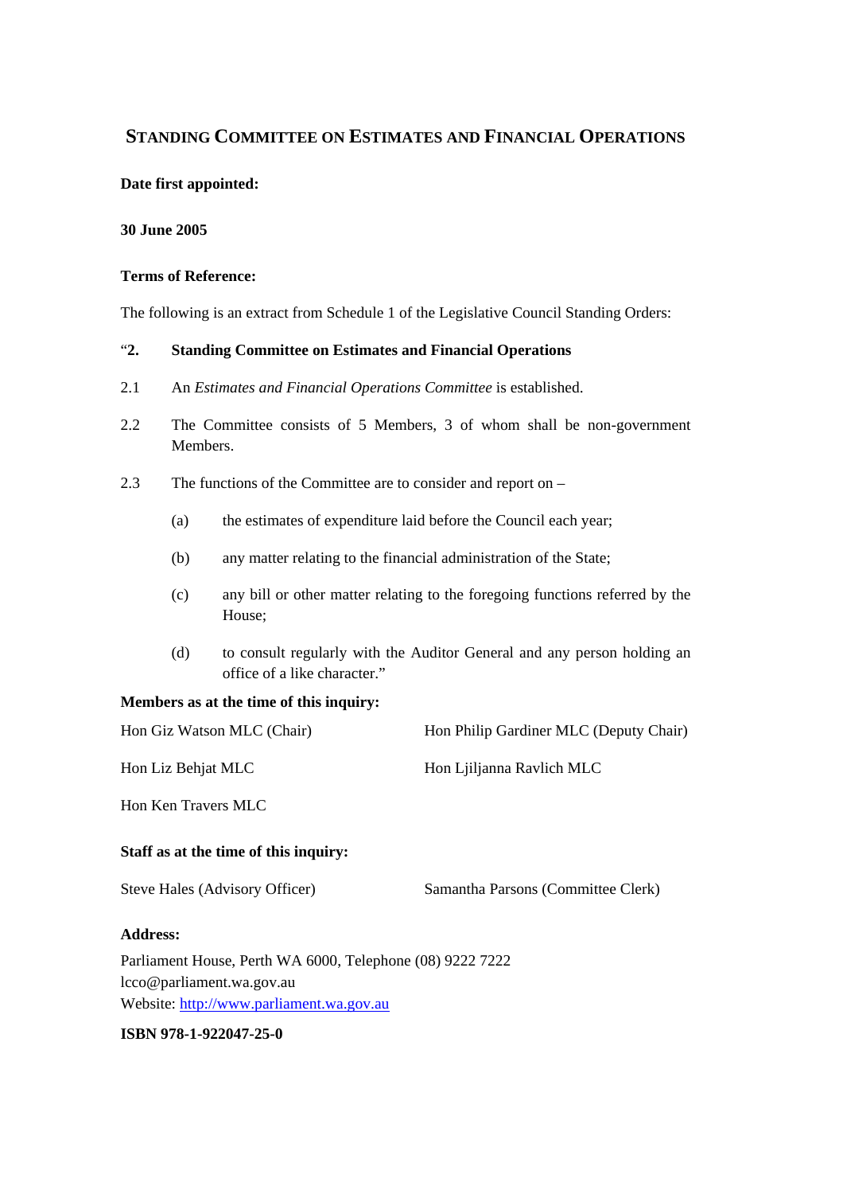# STANDING COMMITTEE ON ESTIMATES AND FINANCIAL OPERATIONS

**Date first appointed:**

**30 June 2005**

**Terms of Reference:**

The following is an extract from Schedule 1 of the Legislative Council Standing Orders:

"**2. Standing Committee on Estimates and Financial Operations**

2.1 An *Estimates and Financial Operations Committee* is established.

2.2 The Committee consists of 5 Members, 3 of whom shall be non-government Members.

2.3 The functions of the Committee are to consider and report on –

(a) the estimates of expenditure laid before the Council each year;

(b) any matter relating to the financial administration of the State;

(c) any bill or other matter relating to the foregoing functions referred by the House;

(d) to consult regularly with the Auditor General and any person holding an office of a like character."

**Members as at the time of this inquiry:**

Hon Giz Watson MLC (Chair)

Hon Philip Gardiner MLC (Deputy Chair)

Hon Liz Behjat MLC

Hon Ljiljanna Ravlich MLC

Hon Ken Travers MLC

**Staff as at the time of this inquiry:**

Steve Hales (Advisory Officer)

Samantha Parsons (Committee Clerk)

**Address:**

Parliament House, Perth WA 6000, Telephone (08) 9222 7222
lcco@parliament.wa.gov.au
Website: http://www.parliament.wa.gov.au

**ISBN 978-1-922047-25-0**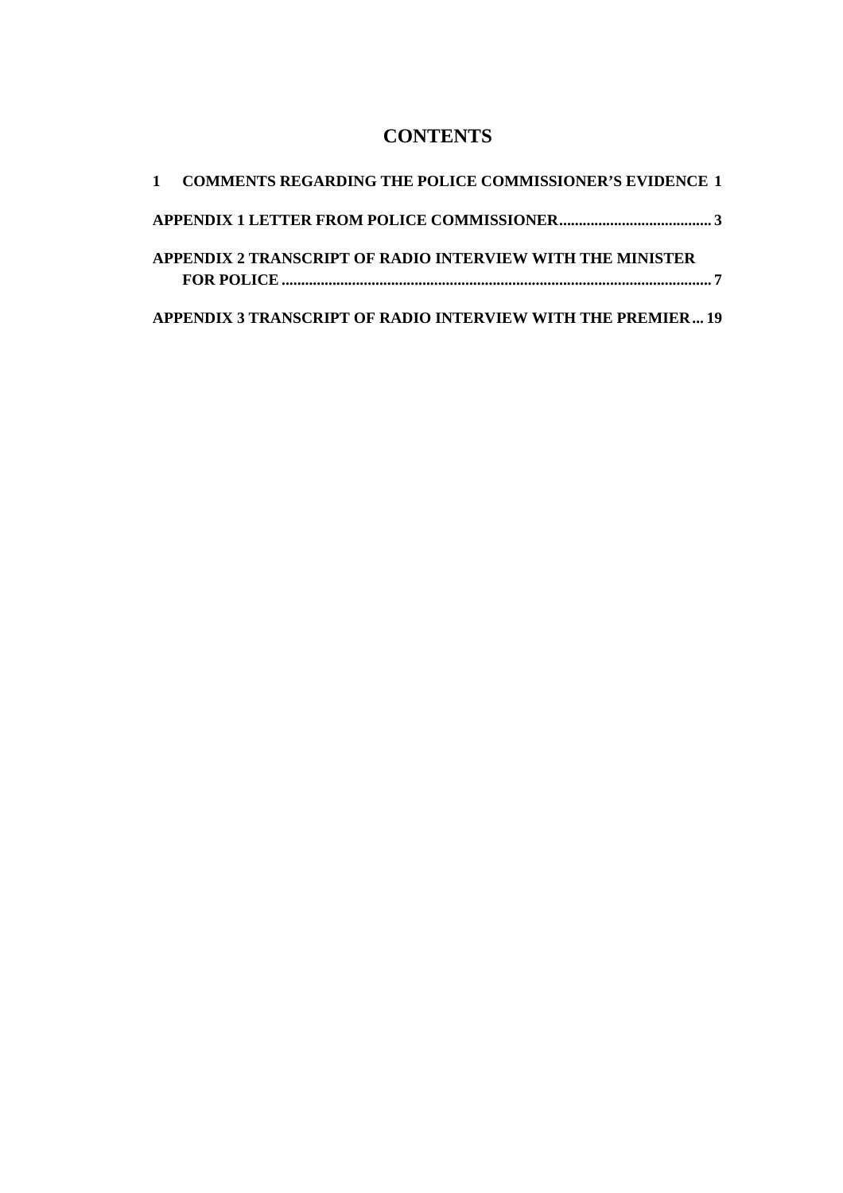# CONTENTS

**1 COMMENTS REGARDING THE POLICE COMMISSIONER'S EVIDENCE 1**

**APPENDIX 1 LETTER FROM POLICE COMMISSIONER....................................... 3**

**APPENDIX 2 TRANSCRIPT OF RADIO INTERVIEW WITH THE MINISTER FOR POLICE ............................................................................................................. 7**

**APPENDIX 3 TRANSCRIPT OF RADIO INTERVIEW WITH THE PREMIER ... 19**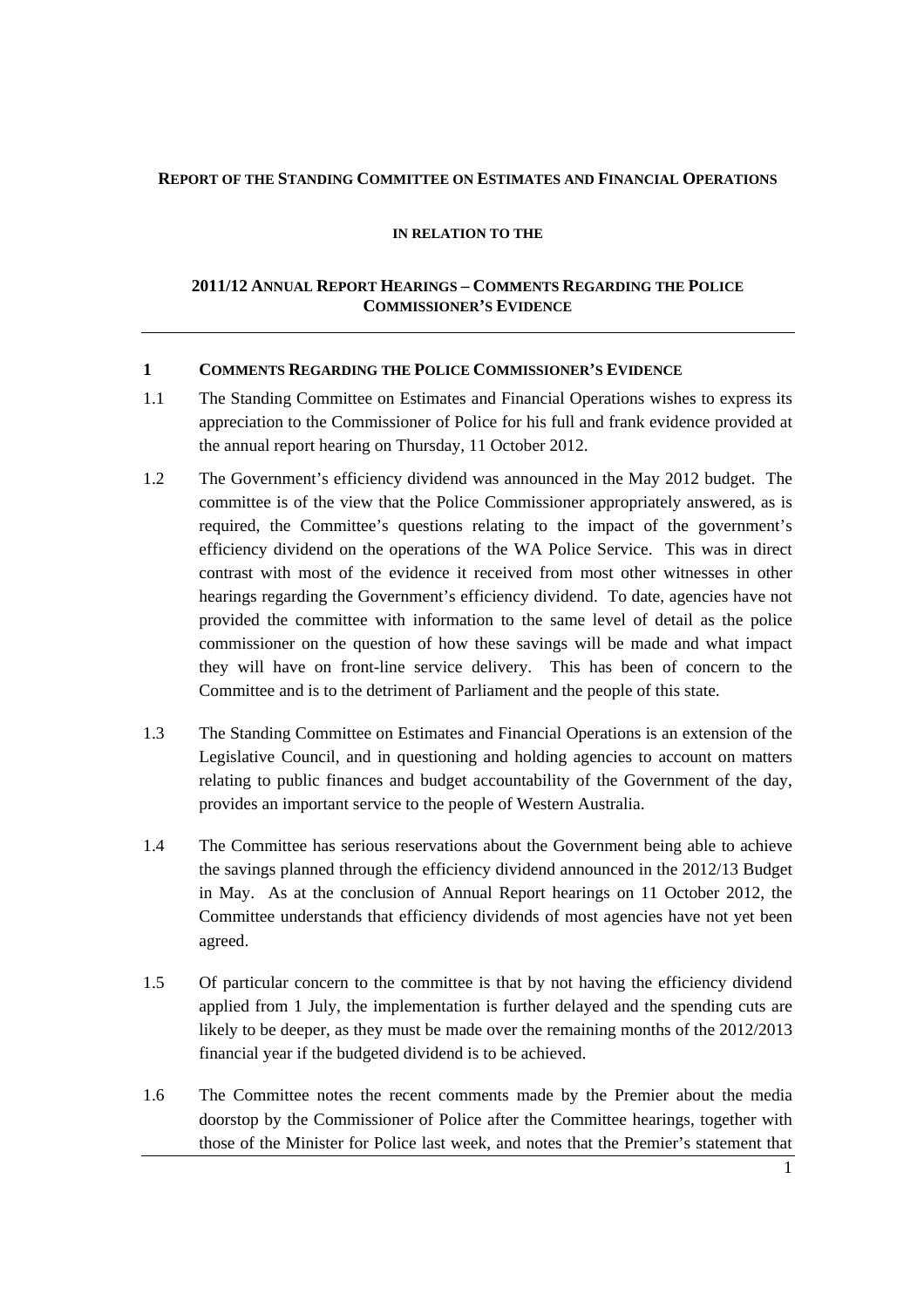**REPORT OF THE STANDING COMMITTEE ON ESTIMATES AND FINANCIAL OPERATIONS**

**IN RELATION TO THE**

**2011/12 ANNUAL REPORT HEARINGS – COMMENTS REGARDING THE POLICE COMMISSIONER'S EVIDENCE**

---

## 1 COMMENTS REGARDING THE POLICE COMMISSIONER'S EVIDENCE

1.1 The Standing Committee on Estimates and Financial Operations wishes to express its appreciation to the Commissioner of Police for his full and frank evidence provided at the annual report hearing on Thursday, 11 October 2012.

1.2 The Government's efficiency dividend was announced in the May 2012 budget. The committee is of the view that the Police Commissioner appropriately answered, as is required, the Committee's questions relating to the impact of the government's efficiency dividend on the operations of the WA Police Service. This was in direct contrast with most of the evidence it received from most other witnesses in other hearings regarding the Government's efficiency dividend. To date, agencies have not provided the committee with information to the same level of detail as the police commissioner on the question of how these savings will be made and what impact they will have on front-line service delivery. This has been of concern to the Committee and is to the detriment of Parliament and the people of this state.

1.3 The Standing Committee on Estimates and Financial Operations is an extension of the Legislative Council, and in questioning and holding agencies to account on matters relating to public finances and budget accountability of the Government of the day, provides an important service to the people of Western Australia.

1.4 The Committee has serious reservations about the Government being able to achieve the savings planned through the efficiency dividend announced in the 2012/13 Budget in May. As at the conclusion of Annual Report hearings on 11 October 2012, the Committee understands that efficiency dividends of most agencies have not yet been agreed.

1.5 Of particular concern to the committee is that by not having the efficiency dividend applied from 1 July, the implementation is further delayed and the spending cuts are likely to be deeper, as they must be made over the remaining months of the 2012/2013 financial year if the budgeted dividend is to be achieved.

1.6 The Committee notes the recent comments made by the Premier about the media doorstop by the Commissioner of Police after the Committee hearings, together with those of the Minister for Police last week, and notes that the Premier's statement that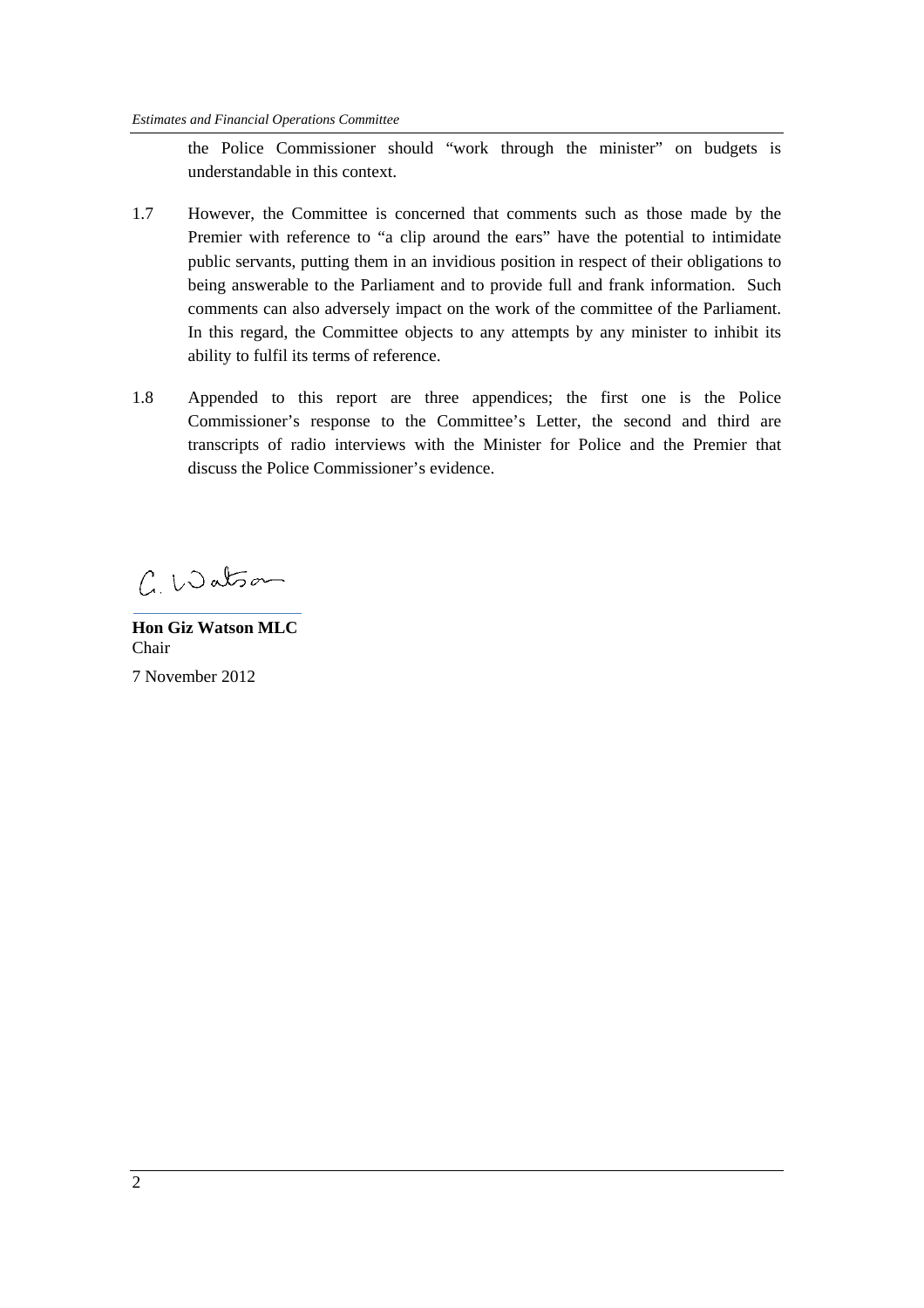the Police Commissioner should "work through the minister" on budgets is understandable in this context.

1.7 However, the Committee is concerned that comments such as those made by the Premier with reference to "a clip around the ears" have the potential to intimidate public servants, putting them in an invidious position in respect of their obligations to being answerable to the Parliament and to provide full and frank information. Such comments can also adversely impact on the work of the committee of the Parliament. In this regard, the Committee objects to any attempts by any minister to inhibit its ability to fulfil its terms of reference.

1.8 Appended to this report are three appendices; the first one is the Police Commissioner's response to the Committee's Letter, the second and third are transcripts of radio interviews with the Minister for Police and the Premier that discuss the Police Commissioner's evidence.

G. Watson

**Hon Giz Watson MLC**
Chair

7 November 2012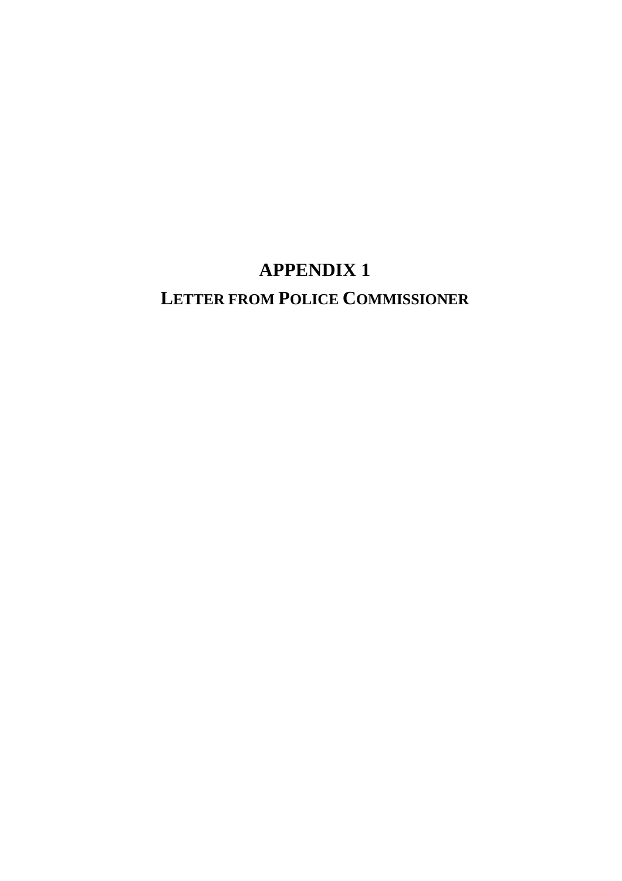# APPENDIX 1

## LETTER FROM POLICE COMMISSIONER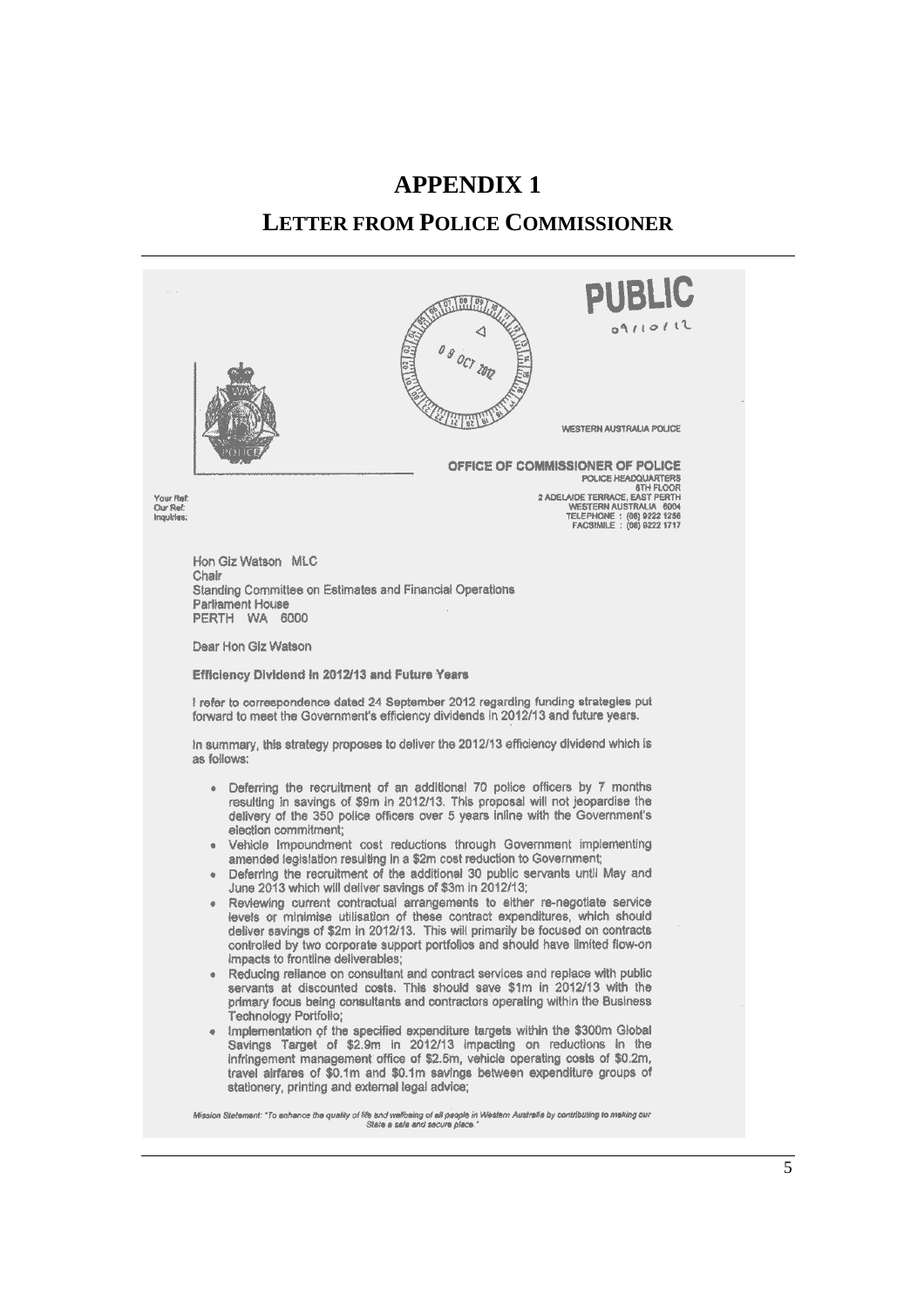# APPENDIX 1

## LETTER FROM POLICE COMMISSIONER

PUBLIC

09/10/12

08 OCT 2012

WESTERN AUSTRALIA POLICE

OFFICE OF COMMISSIONER OF POLICE
POLICE HEADQUARTERS
6TH FLOOR
2 ADELAIDE TERRACE, EAST PERTH
WESTERN AUSTRALIA 6004
TELEPHONE : (08) 9222 1256
FACSIMILE : (08) 9222 1717

Your Ref:
Our Ref:
Inquiries:

Hon Giz Watson MLC
Chair
Standing Committee on Estimates and Financial Operations
Parliament House
PERTH WA 6000

Dear Hon Giz Watson

**Efficiency Dividend in 2012/13 and Future Years**

I refer to correspondence dated 24 September 2012 regarding funding strategies put forward to meet the Government's efficiency dividends in 2012/13 and future years.

In summary, this strategy proposes to deliver the 2012/13 efficiency dividend which is as follows:

- Deferring the recruitment of an additional 70 police officers by 7 months resulting in savings of $9m in 2012/13. This proposal will not jeopardise the delivery of the 350 police officers over 5 years inline with the Government's election commitment;
- Vehicle Impoundment cost reductions through Government implementing amended legislation resulting in a $2m cost reduction to Government;
- Deferring the recruitment of the additional 30 public servants until May and June 2013 which will deliver savings of $3m in 2012/13;
- Reviewing current contractual arrangements to either re-negotiate service levels or minimise utilisation of these contract expenditures, which should deliver savings of $2m in 2012/13. This will primarily be focused on contracts controlled by two corporate support portfolios and should have limited flow-on impacts to frontline deliverables;
- Reducing reliance on consultant and contract services and replace with public servants at discounted costs. This should save $1m in 2012/13 with the primary focus being consultants and contractors operating within the Business Technology Portfolio;
- Implementation of the specified expenditure targets within the $300m Global Savings Target of $2.9m in 2012/13 impacting on reductions in the infringement management office of $2.5m, vehicle operating costs of $0.2m, travel airfares of $0.1m and $0.1m savings between expenditure groups of stationery, printing and external legal advice;

*Mission Statement: "To enhance the quality of life and wellbeing of all people in Western Australia by contributing to making our State a safe and secure place."*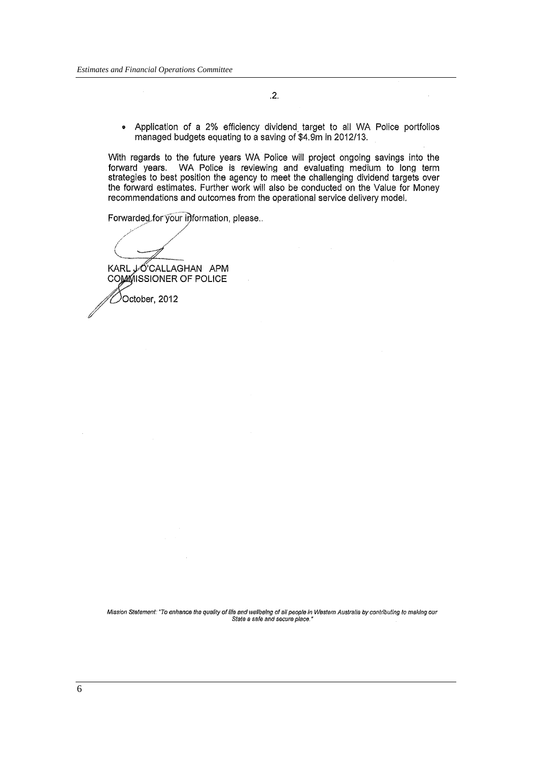.2.

- Application of a 2% efficiency dividend target to all WA Police portfolios managed budgets equating to a saving of $4.9m in 2012/13.

With regards to the future years WA Police will project ongoing savings into the forward years. WA Police is reviewing and evaluating medium to long term strategies to best position the agency to meet the challenging dividend targets over the forward estimates. Further work will also be conducted on the Value for Money recommendations and outcomes from the operational service delivery model.

Forwarded for your information, please..

KARL J O'CALLAGHAN APM
COMMISSIONER OF POLICE

8 October, 2012

*Mission Statement: "To enhance the quality of life and wellbeing of all people in Western Australia by contributing to making our State a safe and secure place."*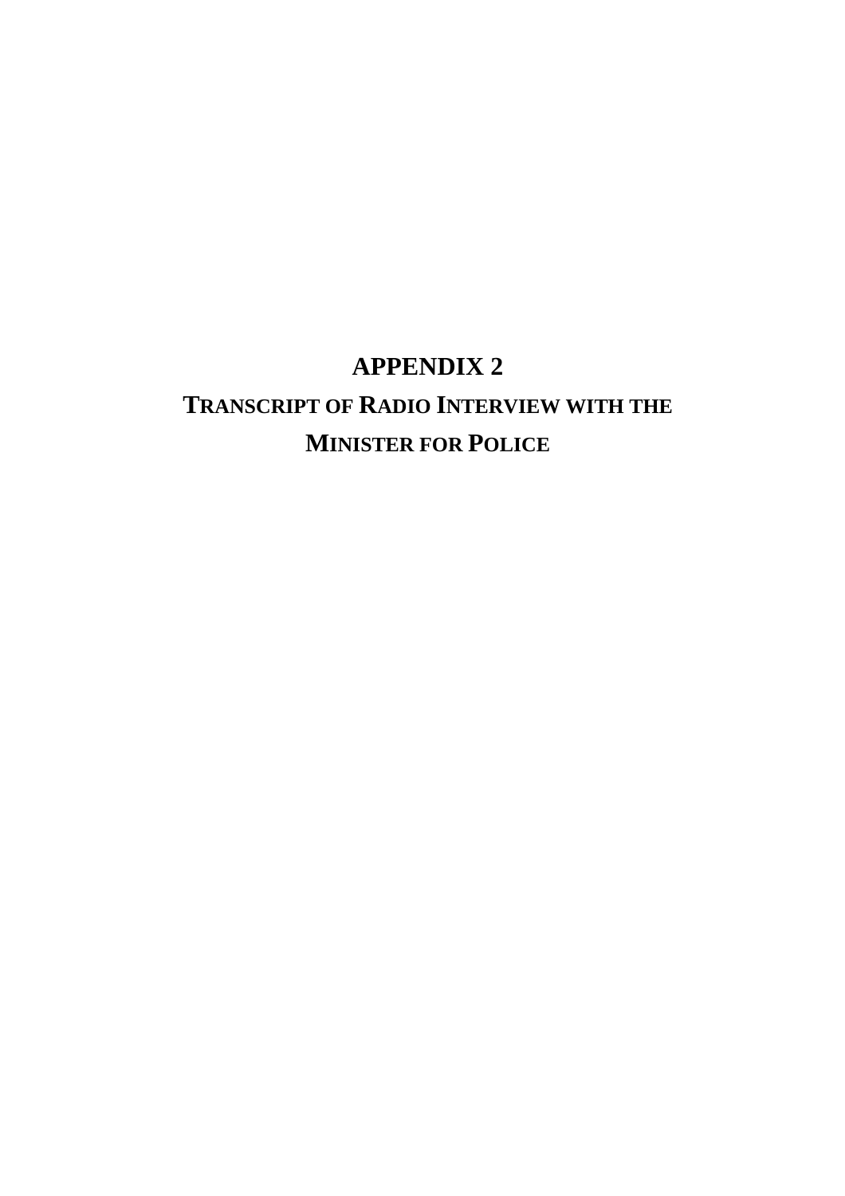# APPENDIX 2

## TRANSCRIPT OF RADIO INTERVIEW WITH THE MINISTER FOR POLICE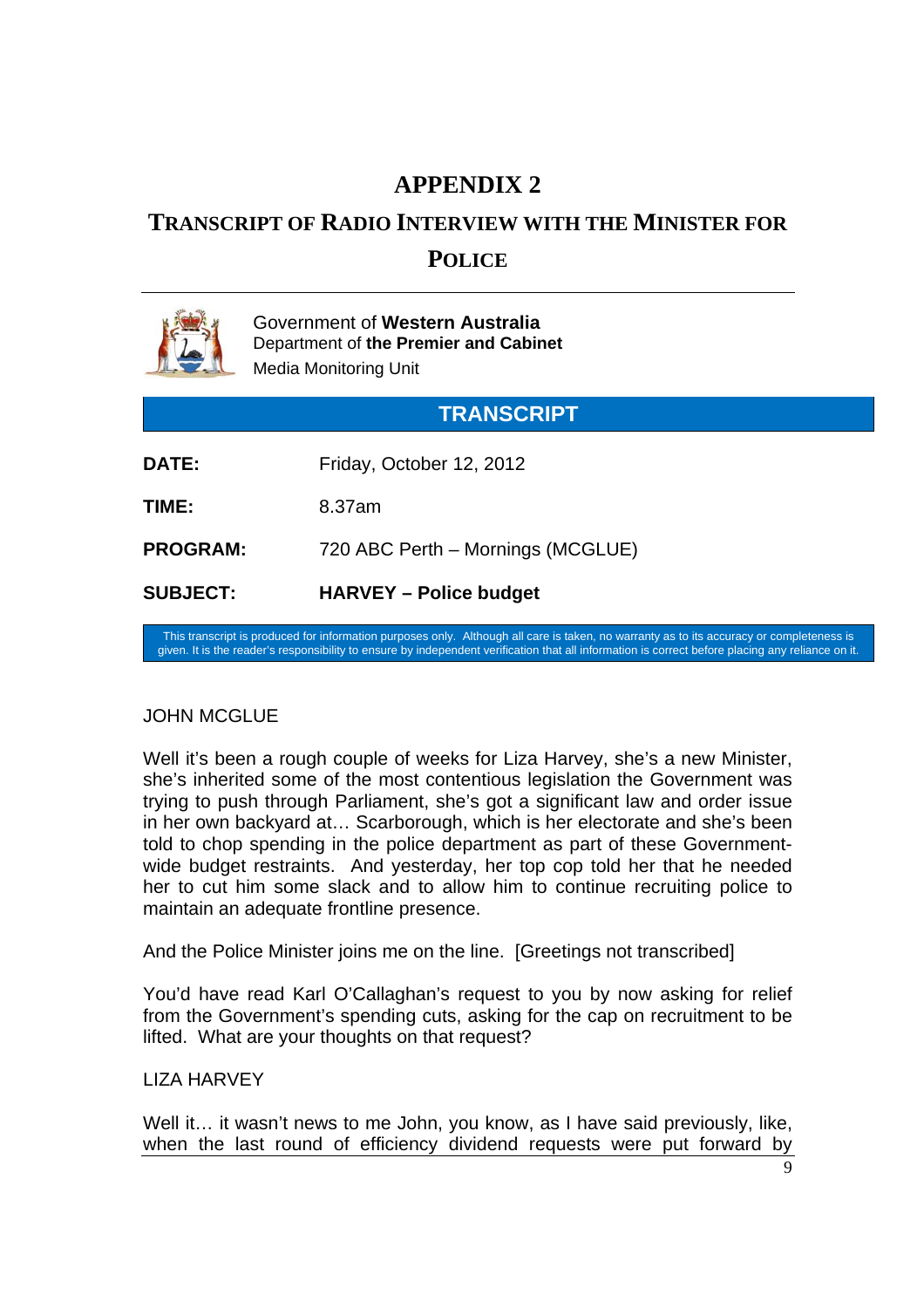# APPENDIX 2

## TRANSCRIPT OF RADIO INTERVIEW WITH THE MINISTER FOR POLICE

Government of **Western Australia**
Department of **the Premier and Cabinet**
Media Monitoring Unit

**TRANSCRIPT**

| | |
|---|---|
| **DATE:** | Friday, October 12, 2012 |
| **TIME:** | 8.37am |
| **PROGRAM:** | 720 ABC Perth – Mornings (MCGLUE) |
| **SUBJECT:** | **HARVEY – Police budget** |

This transcript is produced for information purposes only. Although all care is taken, no warranty as to its accuracy or completeness is given. It is the reader's responsibility to ensure by independent verification that all information is correct before placing any reliance on it.

JOHN MCGLUE

Well it's been a rough couple of weeks for Liza Harvey, she's a new Minister, she's inherited some of the most contentious legislation the Government was trying to push through Parliament, she's got a significant law and order issue in her own backyard at… Scarborough, which is her electorate and she's been told to chop spending in the police department as part of these Government-wide budget restraints. And yesterday, her top cop told her that he needed her to cut him some slack and to allow him to continue recruiting police to maintain an adequate frontline presence.

And the Police Minister joins me on the line. [Greetings not transcribed]

You'd have read Karl O'Callaghan's request to you by now asking for relief from the Government's spending cuts, asking for the cap on recruitment to be lifted. What are your thoughts on that request?

LIZA HARVEY

Well it… it wasn't news to me John, you know, as I have said previously, like, when the last round of efficiency dividend requests were put forward by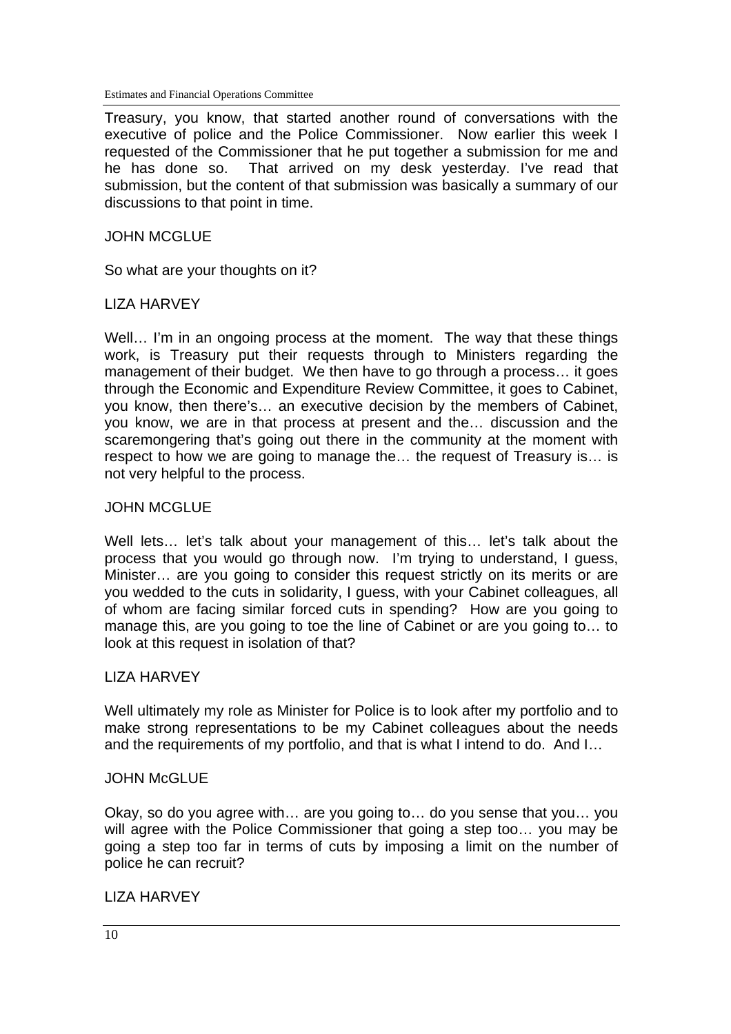Treasury, you know, that started another round of conversations with the executive of police and the Police Commissioner. Now earlier this week I requested of the Commissioner that he put together a submission for me and he has done so. That arrived on my desk yesterday. I've read that submission, but the content of that submission was basically a summary of our discussions to that point in time.

JOHN MCGLUE

So what are your thoughts on it?

LIZA HARVEY

Well… I'm in an ongoing process at the moment. The way that these things work, is Treasury put their requests through to Ministers regarding the management of their budget. We then have to go through a process… it goes through the Economic and Expenditure Review Committee, it goes to Cabinet, you know, then there's… an executive decision by the members of Cabinet, you know, we are in that process at present and the… discussion and the scaremongering that's going out there in the community at the moment with respect to how we are going to manage the… the request of Treasury is… is not very helpful to the process.

JOHN MCGLUE

Well lets… let's talk about your management of this… let's talk about the process that you would go through now. I'm trying to understand, I guess, Minister… are you going to consider this request strictly on its merits or are you wedded to the cuts in solidarity, I guess, with your Cabinet colleagues, all of whom are facing similar forced cuts in spending? How are you going to manage this, are you going to toe the line of Cabinet or are you going to… to look at this request in isolation of that?

LIZA HARVEY

Well ultimately my role as Minister for Police is to look after my portfolio and to make strong representations to be my Cabinet colleagues about the needs and the requirements of my portfolio, and that is what I intend to do. And I…

JOHN McGLUE

Okay, so do you agree with… are you going to… do you sense that you… you will agree with the Police Commissioner that going a step too… you may be going a step too far in terms of cuts by imposing a limit on the number of police he can recruit?

LIZA HARVEY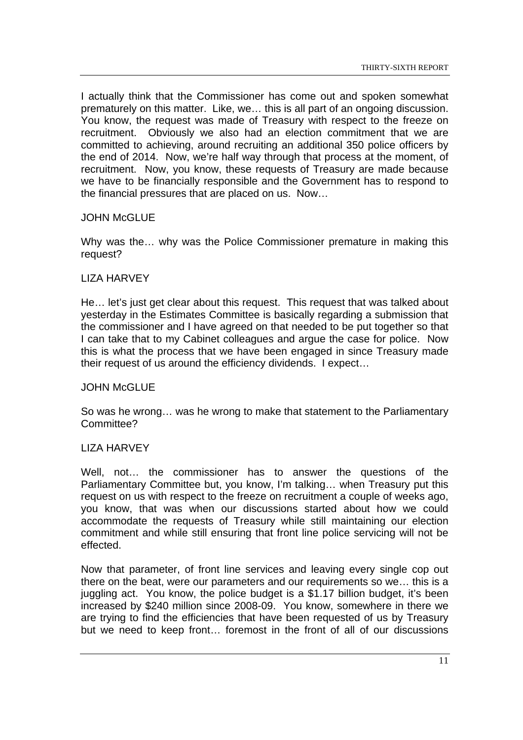I actually think that the Commissioner has come out and spoken somewhat prematurely on this matter. Like, we… this is all part of an ongoing discussion. You know, the request was made of Treasury with respect to the freeze on recruitment. Obviously we also had an election commitment that we are committed to achieving, around recruiting an additional 350 police officers by the end of 2014. Now, we're half way through that process at the moment, of recruitment. Now, you know, these requests of Treasury are made because we have to be financially responsible and the Government has to respond to the financial pressures that are placed on us. Now…

JOHN McGLUE

Why was the… why was the Police Commissioner premature in making this request?

LIZA HARVEY

He… let's just get clear about this request. This request that was talked about yesterday in the Estimates Committee is basically regarding a submission that the commissioner and I have agreed on that needed to be put together so that I can take that to my Cabinet colleagues and argue the case for police. Now this is what the process that we have been engaged in since Treasury made their request of us around the efficiency dividends. I expect…

JOHN McGLUE

So was he wrong… was he wrong to make that statement to the Parliamentary Committee?

LIZA HARVEY

Well, not… the commissioner has to answer the questions of the Parliamentary Committee but, you know, I'm talking… when Treasury put this request on us with respect to the freeze on recruitment a couple of weeks ago, you know, that was when our discussions started about how we could accommodate the requests of Treasury while still maintaining our election commitment and while still ensuring that front line police servicing will not be effected.

Now that parameter, of front line services and leaving every single cop out there on the beat, were our parameters and our requirements so we… this is a juggling act. You know, the police budget is a $1.17 billion budget, it's been increased by $240 million since 2008-09. You know, somewhere in there we are trying to find the efficiencies that have been requested of us by Treasury but we need to keep front… foremost in the front of all of our discussions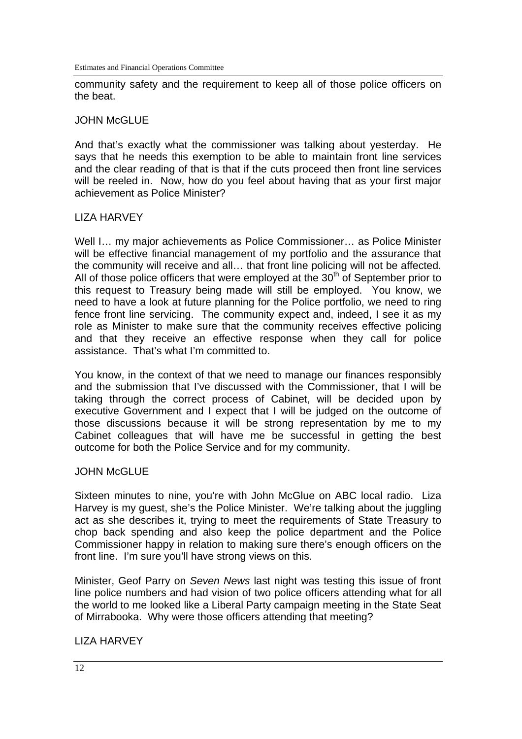community safety and the requirement to keep all of those police officers on the beat.

JOHN McGLUE

And that's exactly what the commissioner was talking about yesterday. He says that he needs this exemption to be able to maintain front line services and the clear reading of that is that if the cuts proceed then front line services will be reeled in. Now, how do you feel about having that as your first major achievement as Police Minister?

LIZA HARVEY

Well I… my major achievements as Police Commissioner… as Police Minister will be effective financial management of my portfolio and the assurance that the community will receive and all… that front line policing will not be affected. All of those police officers that were employed at the 30th of September prior to this request to Treasury being made will still be employed. You know, we need to have a look at future planning for the Police portfolio, we need to ring fence front line servicing. The community expect and, indeed, I see it as my role as Minister to make sure that the community receives effective policing and that they receive an effective response when they call for police assistance. That's what I'm committed to.

You know, in the context of that we need to manage our finances responsibly and the submission that I've discussed with the Commissioner, that I will be taking through the correct process of Cabinet, will be decided upon by executive Government and I expect that I will be judged on the outcome of those discussions because it will be strong representation by me to my Cabinet colleagues that will have me be successful in getting the best outcome for both the Police Service and for my community.

JOHN McGLUE

Sixteen minutes to nine, you're with John McGlue on ABC local radio. Liza Harvey is my guest, she's the Police Minister. We're talking about the juggling act as she describes it, trying to meet the requirements of State Treasury to chop back spending and also keep the police department and the Police Commissioner happy in relation to making sure there's enough officers on the front line. I'm sure you'll have strong views on this.

Minister, Geof Parry on *Seven News* last night was testing this issue of front line police numbers and had vision of two police officers attending what for all the world to me looked like a Liberal Party campaign meeting in the State Seat of Mirrabooka. Why were those officers attending that meeting?

LIZA HARVEY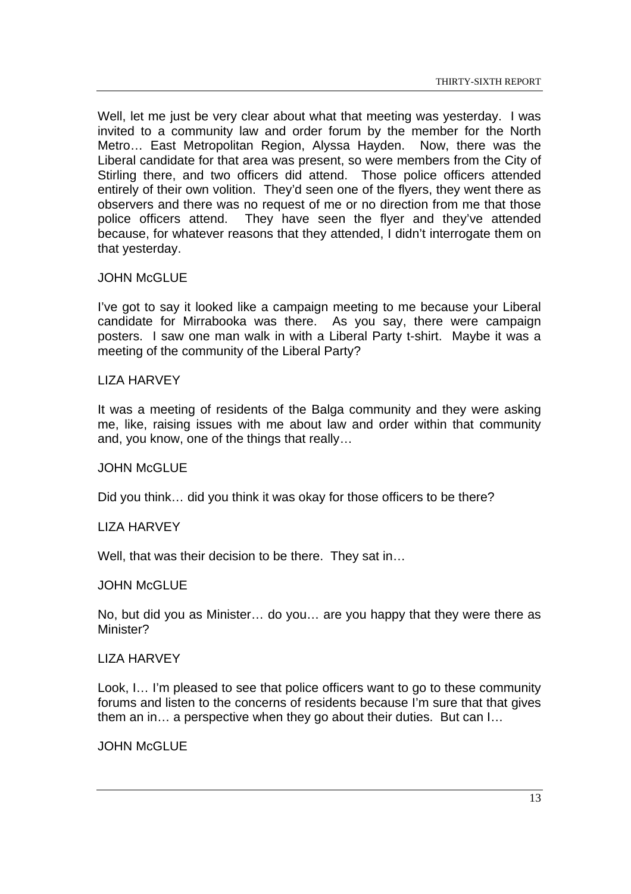Well, let me just be very clear about what that meeting was yesterday. I was invited to a community law and order forum by the member for the North Metro… East Metropolitan Region, Alyssa Hayden. Now, there was the Liberal candidate for that area was present, so were members from the City of Stirling there, and two officers did attend. Those police officers attended entirely of their own volition. They'd seen one of the flyers, they went there as observers and there was no request of me or no direction from me that those police officers attend. They have seen the flyer and they've attended because, for whatever reasons that they attended, I didn't interrogate them on that yesterday.

JOHN McGLUE

I've got to say it looked like a campaign meeting to me because your Liberal candidate for Mirrabooka was there. As you say, there were campaign posters. I saw one man walk in with a Liberal Party t-shirt. Maybe it was a meeting of the community of the Liberal Party?

LIZA HARVEY

It was a meeting of residents of the Balga community and they were asking me, like, raising issues with me about law and order within that community and, you know, one of the things that really…

JOHN McGLUE

Did you think… did you think it was okay for those officers to be there?

LIZA HARVEY

Well, that was their decision to be there. They sat in…

JOHN McGLUE

No, but did you as Minister… do you… are you happy that they were there as Minister?

LIZA HARVEY

Look, I… I'm pleased to see that police officers want to go to these community forums and listen to the concerns of residents because I'm sure that that gives them an in… a perspective when they go about their duties. But can I…

JOHN McGLUE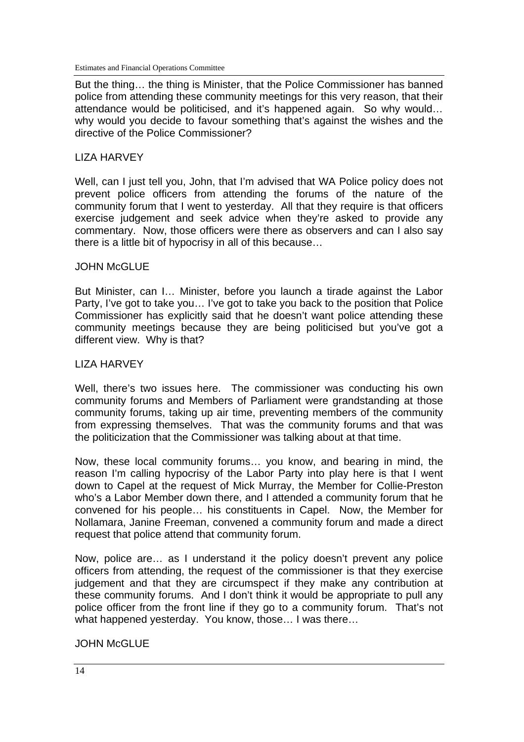But the thing… the thing is Minister, that the Police Commissioner has banned police from attending these community meetings for this very reason, that their attendance would be politicised, and it's happened again. So why would… why would you decide to favour something that's against the wishes and the directive of the Police Commissioner?

LIZA HARVEY

Well, can I just tell you, John, that I'm advised that WA Police policy does not prevent police officers from attending the forums of the nature of the community forum that I went to yesterday. All that they require is that officers exercise judgement and seek advice when they're asked to provide any commentary. Now, those officers were there as observers and can I also say there is a little bit of hypocrisy in all of this because…

JOHN McGLUE

But Minister, can I… Minister, before you launch a tirade against the Labor Party, I've got to take you… I've got to take you back to the position that Police Commissioner has explicitly said that he doesn't want police attending these community meetings because they are being politicised but you've got a different view. Why is that?

LIZA HARVEY

Well, there's two issues here. The commissioner was conducting his own community forums and Members of Parliament were grandstanding at those community forums, taking up air time, preventing members of the community from expressing themselves. That was the community forums and that was the politicization that the Commissioner was talking about at that time.

Now, these local community forums… you know, and bearing in mind, the reason I'm calling hypocrisy of the Labor Party into play here is that I went down to Capel at the request of Mick Murray, the Member for Collie-Preston who's a Labor Member down there, and I attended a community forum that he convened for his people… his constituents in Capel. Now, the Member for Nollamara, Janine Freeman, convened a community forum and made a direct request that police attend that community forum.

Now, police are… as I understand it the policy doesn't prevent any police officers from attending, the request of the commissioner is that they exercise judgement and that they are circumspect if they make any contribution at these community forums. And I don't think it would be appropriate to pull any police officer from the front line if they go to a community forum. That's not what happened yesterday. You know, those… I was there…

JOHN McGLUE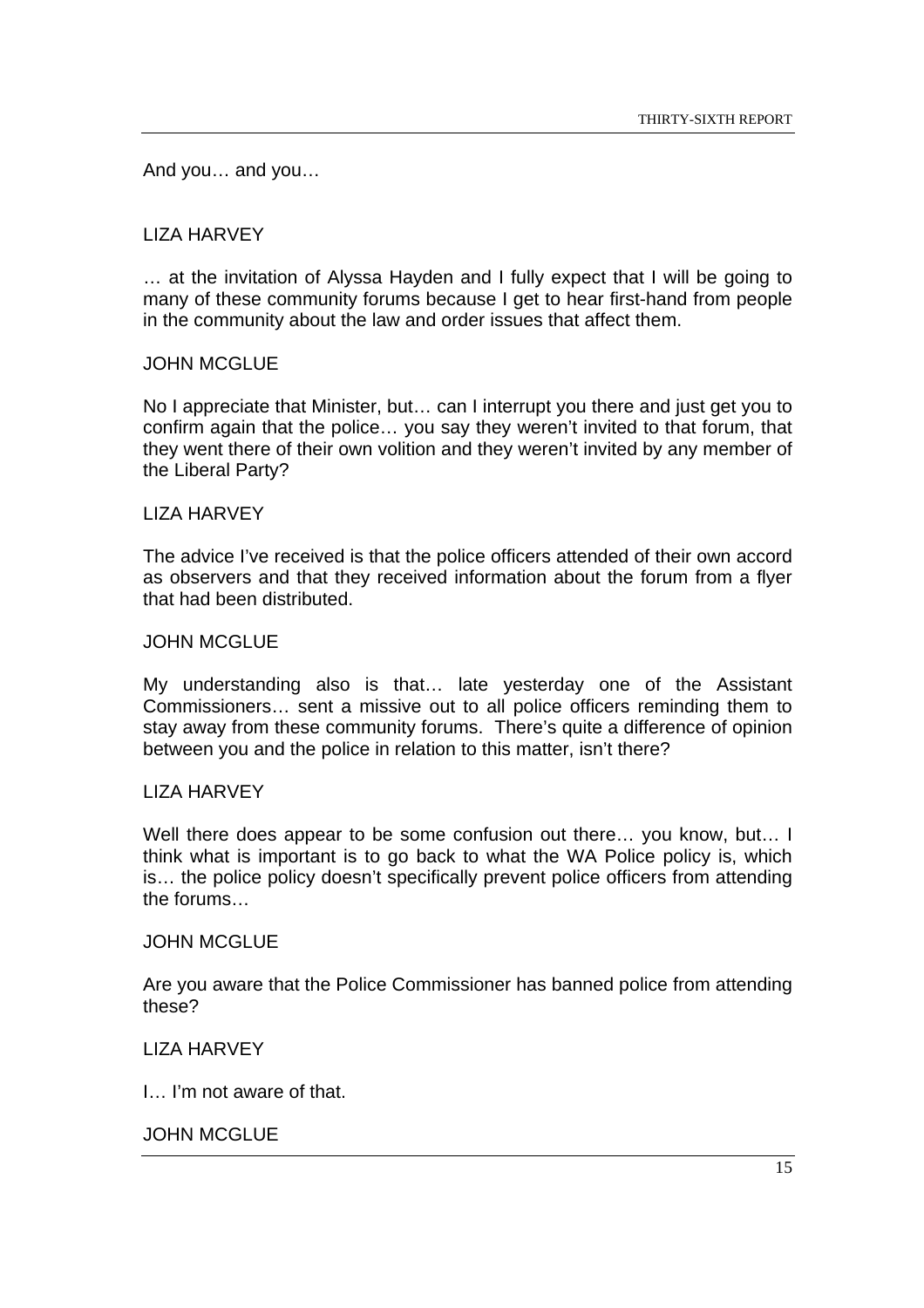And you… and you…

LIZA HARVEY

… at the invitation of Alyssa Hayden and I fully expect that I will be going to many of these community forums because I get to hear first-hand from people in the community about the law and order issues that affect them.

JOHN MCGLUE

No I appreciate that Minister, but… can I interrupt you there and just get you to confirm again that the police… you say they weren't invited to that forum, that they went there of their own volition and they weren't invited by any member of the Liberal Party?

LIZA HARVEY

The advice I've received is that the police officers attended of their own accord as observers and that they received information about the forum from a flyer that had been distributed.

JOHN MCGLUE

My understanding also is that… late yesterday one of the Assistant Commissioners… sent a missive out to all police officers reminding them to stay away from these community forums. There's quite a difference of opinion between you and the police in relation to this matter, isn't there?

LIZA HARVEY

Well there does appear to be some confusion out there… you know, but… I think what is important is to go back to what the WA Police policy is, which is… the police policy doesn't specifically prevent police officers from attending the forums…

JOHN MCGLUE

Are you aware that the Police Commissioner has banned police from attending these?

LIZA HARVEY

I… I'm not aware of that.

JOHN MCGLUE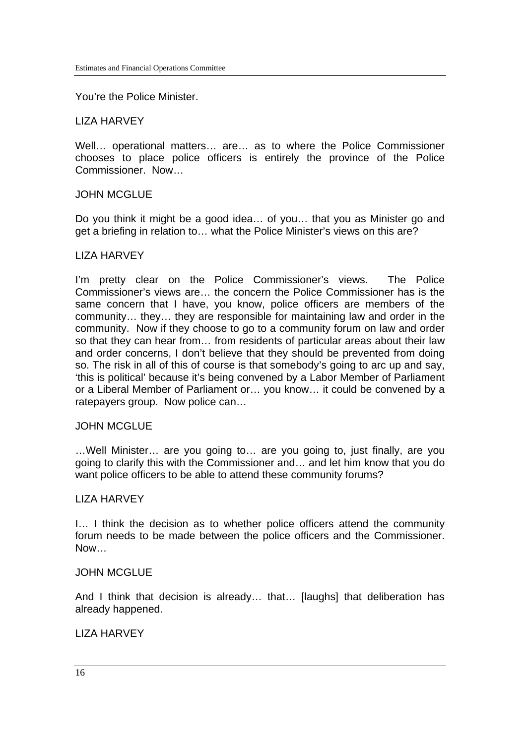You're the Police Minister.

LIZA HARVEY

Well… operational matters… are… as to where the Police Commissioner chooses to place police officers is entirely the province of the Police Commissioner. Now…

JOHN MCGLUE

Do you think it might be a good idea… of you… that you as Minister go and get a briefing in relation to… what the Police Minister's views on this are?

LIZA HARVEY

I'm pretty clear on the Police Commissioner's views. The Police Commissioner's views are… the concern the Police Commissioner has is the same concern that I have, you know, police officers are members of the community… they… they are responsible for maintaining law and order in the community. Now if they choose to go to a community forum on law and order so that they can hear from… from residents of particular areas about their law and order concerns, I don't believe that they should be prevented from doing so. The risk in all of this of course is that somebody's going to arc up and say, 'this is political' because it's being convened by a Labor Member of Parliament or a Liberal Member of Parliament or… you know… it could be convened by a ratepayers group. Now police can…

JOHN MCGLUE

…Well Minister… are you going to… are you going to, just finally, are you going to clarify this with the Commissioner and… and let him know that you do want police officers to be able to attend these community forums?

LIZA HARVEY

I… I think the decision as to whether police officers attend the community forum needs to be made between the police officers and the Commissioner. Now…

JOHN MCGLUE

And I think that decision is already… that… [laughs] that deliberation has already happened.

LIZA HARVEY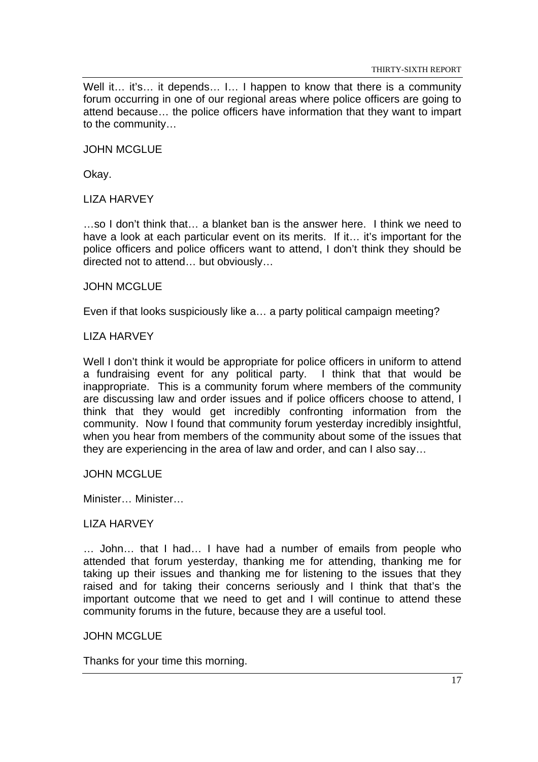Well it… it's… it depends… I… I happen to know that there is a community forum occurring in one of our regional areas where police officers are going to attend because… the police officers have information that they want to impart to the community…

JOHN MCGLUE

Okay.

LIZA HARVEY

…so I don't think that… a blanket ban is the answer here. I think we need to have a look at each particular event on its merits. If it… it's important for the police officers and police officers want to attend, I don't think they should be directed not to attend… but obviously…

JOHN MCGLUE

Even if that looks suspiciously like a… a party political campaign meeting?

LIZA HARVEY

Well I don't think it would be appropriate for police officers in uniform to attend a fundraising event for any political party. I think that that would be inappropriate. This is a community forum where members of the community are discussing law and order issues and if police officers choose to attend, I think that they would get incredibly confronting information from the community. Now I found that community forum yesterday incredibly insightful, when you hear from members of the community about some of the issues that they are experiencing in the area of law and order, and can I also say…

JOHN MCGLUE

Minister… Minister…

LIZA HARVEY

… John… that I had… I have had a number of emails from people who attended that forum yesterday, thanking me for attending, thanking me for taking up their issues and thanking me for listening to the issues that they raised and for taking their concerns seriously and I think that that's the important outcome that we need to get and I will continue to attend these community forums in the future, because they are a useful tool.

JOHN MCGLUE

Thanks for your time this morning.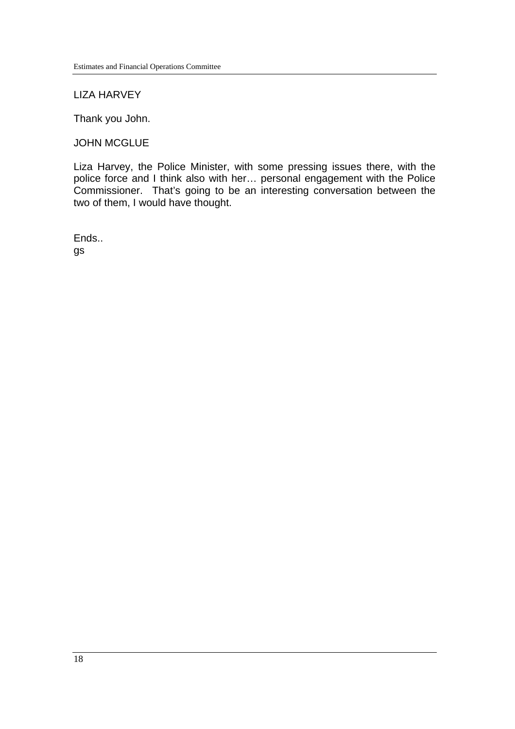LIZA HARVEY

Thank you John.

JOHN MCGLUE

Liza Harvey, the Police Minister, with some pressing issues there, with the police force and I think also with her… personal engagement with the Police Commissioner. That's going to be an interesting conversation between the two of them, I would have thought.

Ends..
gs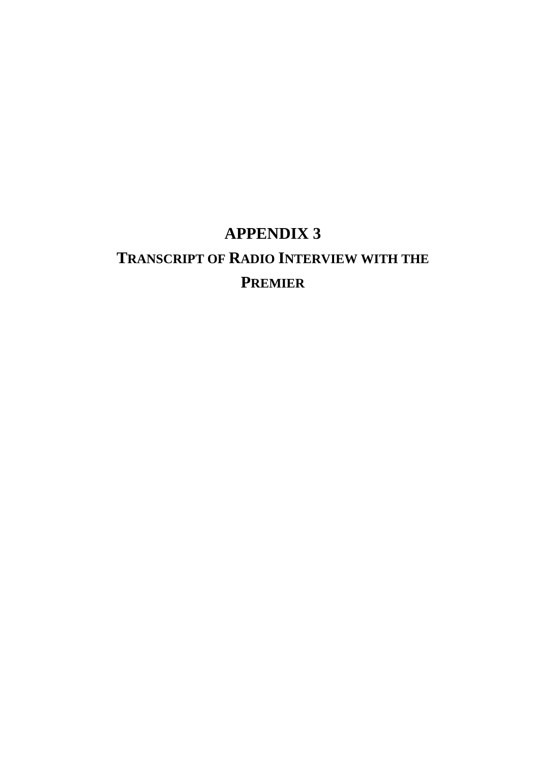# APPENDIX 3

## TRANSCRIPT OF RADIO INTERVIEW WITH THE PREMIER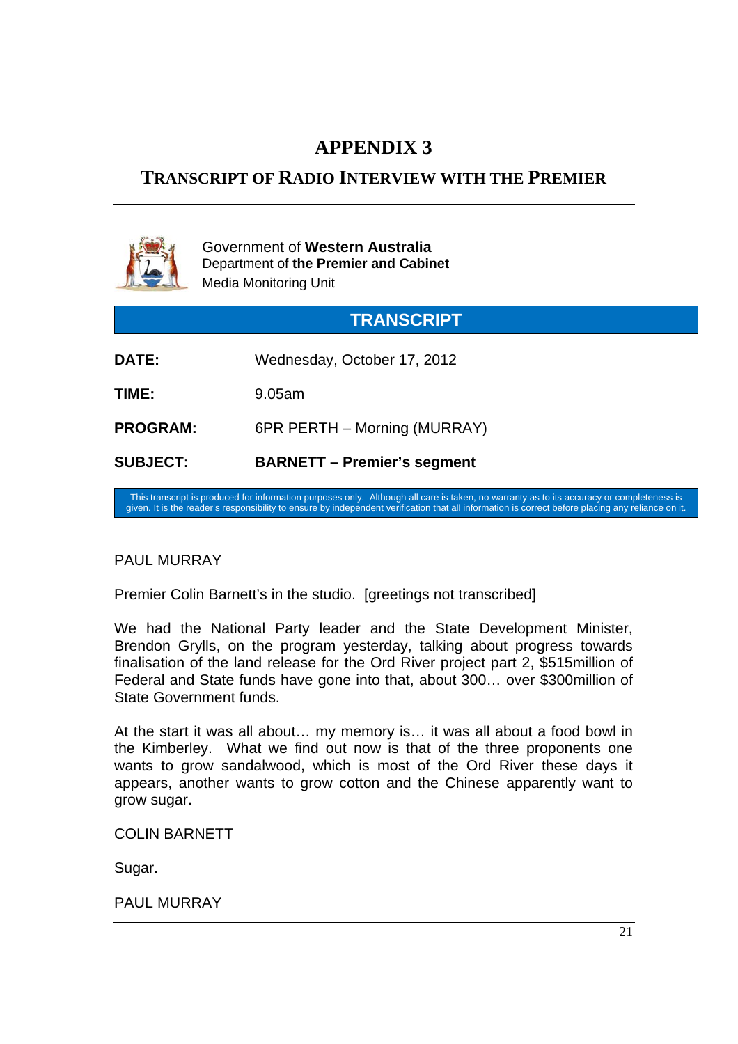# APPENDIX 3

## TRANSCRIPT OF RADIO INTERVIEW WITH THE PREMIER

Government of **Western Australia**
Department of **the Premier and Cabinet**
Media Monitoring Unit

**TRANSCRIPT**

| | |
|---|---|
| **DATE:** | Wednesday, October 17, 2012 |
| **TIME:** | 9.05am |
| **PROGRAM:** | 6PR PERTH – Morning (MURRAY) |
| **SUBJECT:** | **BARNETT – Premier's segment** |

This transcript is produced for information purposes only. Although all care is taken, no warranty as to its accuracy or completeness is given. It is the reader's responsibility to ensure by independent verification that all information is correct before placing any reliance on it.

PAUL MURRAY

Premier Colin Barnett's in the studio. [greetings not transcribed]

We had the National Party leader and the State Development Minister, Brendon Grylls, on the program yesterday, talking about progress towards finalisation of the land release for the Ord River project part 2, $515million of Federal and State funds have gone into that, about 300… over $300million of State Government funds.

At the start it was all about… my memory is… it was all about a food bowl in the Kimberley. What we find out now is that of the three proponents one wants to grow sandalwood, which is most of the Ord River these days it appears, another wants to grow cotton and the Chinese apparently want to grow sugar.

COLIN BARNETT

Sugar.

PAUL MURRAY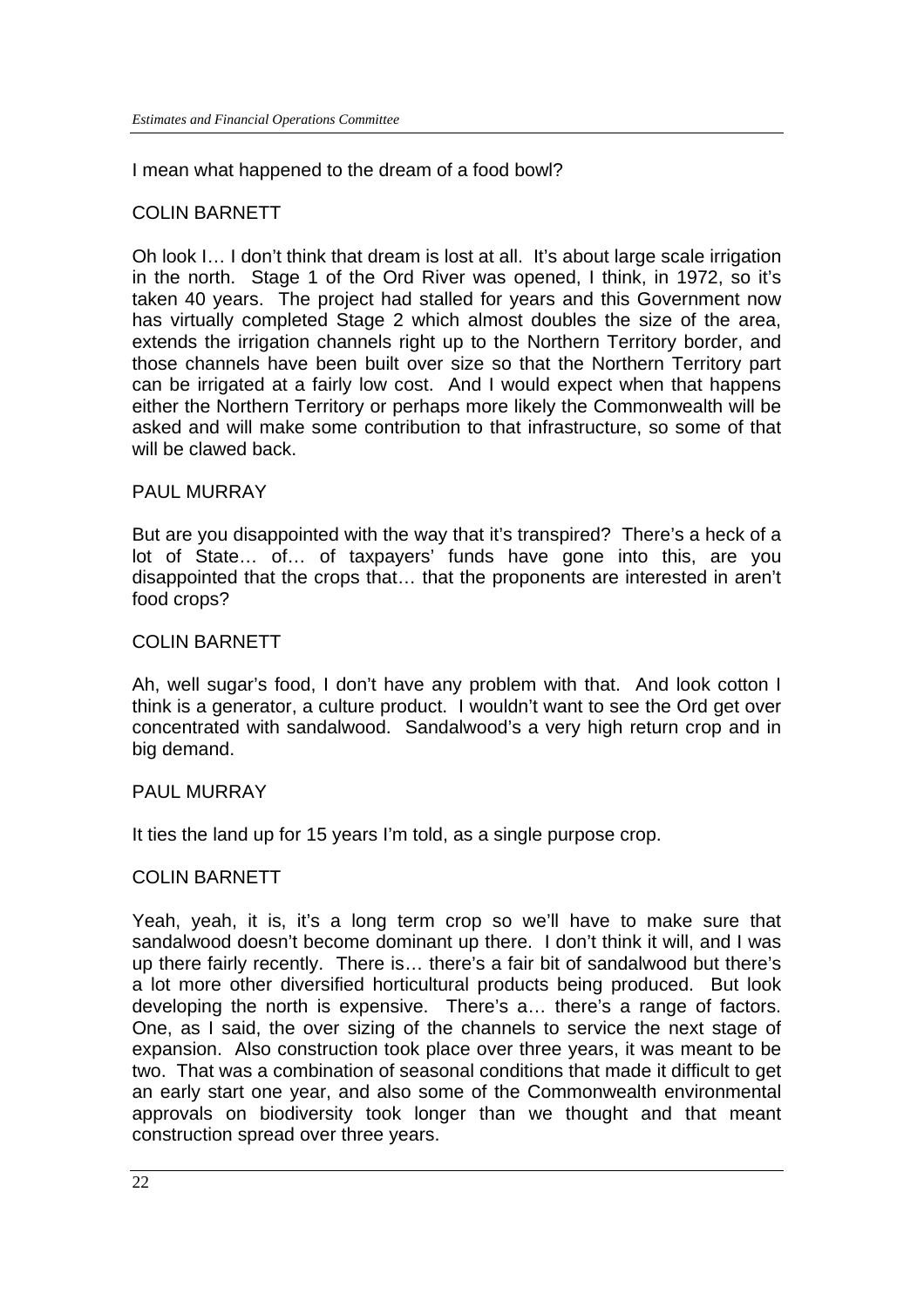I mean what happened to the dream of a food bowl?

COLIN BARNETT

Oh look I… I don't think that dream is lost at all. It's about large scale irrigation in the north. Stage 1 of the Ord River was opened, I think, in 1972, so it's taken 40 years. The project had stalled for years and this Government now has virtually completed Stage 2 which almost doubles the size of the area, extends the irrigation channels right up to the Northern Territory border, and those channels have been built over size so that the Northern Territory part can be irrigated at a fairly low cost. And I would expect when that happens either the Northern Territory or perhaps more likely the Commonwealth will be asked and will make some contribution to that infrastructure, so some of that will be clawed back.

PAUL MURRAY

But are you disappointed with the way that it's transpired? There's a heck of a lot of State… of… of taxpayers' funds have gone into this, are you disappointed that the crops that… that the proponents are interested in aren't food crops?

COLIN BARNETT

Ah, well sugar's food, I don't have any problem with that. And look cotton I think is a generator, a culture product. I wouldn't want to see the Ord get over concentrated with sandalwood. Sandalwood's a very high return crop and in big demand.

PAUL MURRAY

It ties the land up for 15 years I'm told, as a single purpose crop.

COLIN BARNETT

Yeah, yeah, it is, it's a long term crop so we'll have to make sure that sandalwood doesn't become dominant up there. I don't think it will, and I was up there fairly recently. There is… there's a fair bit of sandalwood but there's a lot more other diversified horticultural products being produced. But look developing the north is expensive. There's a… there's a range of factors. One, as I said, the over sizing of the channels to service the next stage of expansion. Also construction took place over three years, it was meant to be two. That was a combination of seasonal conditions that made it difficult to get an early start one year, and also some of the Commonwealth environmental approvals on biodiversity took longer than we thought and that meant construction spread over three years.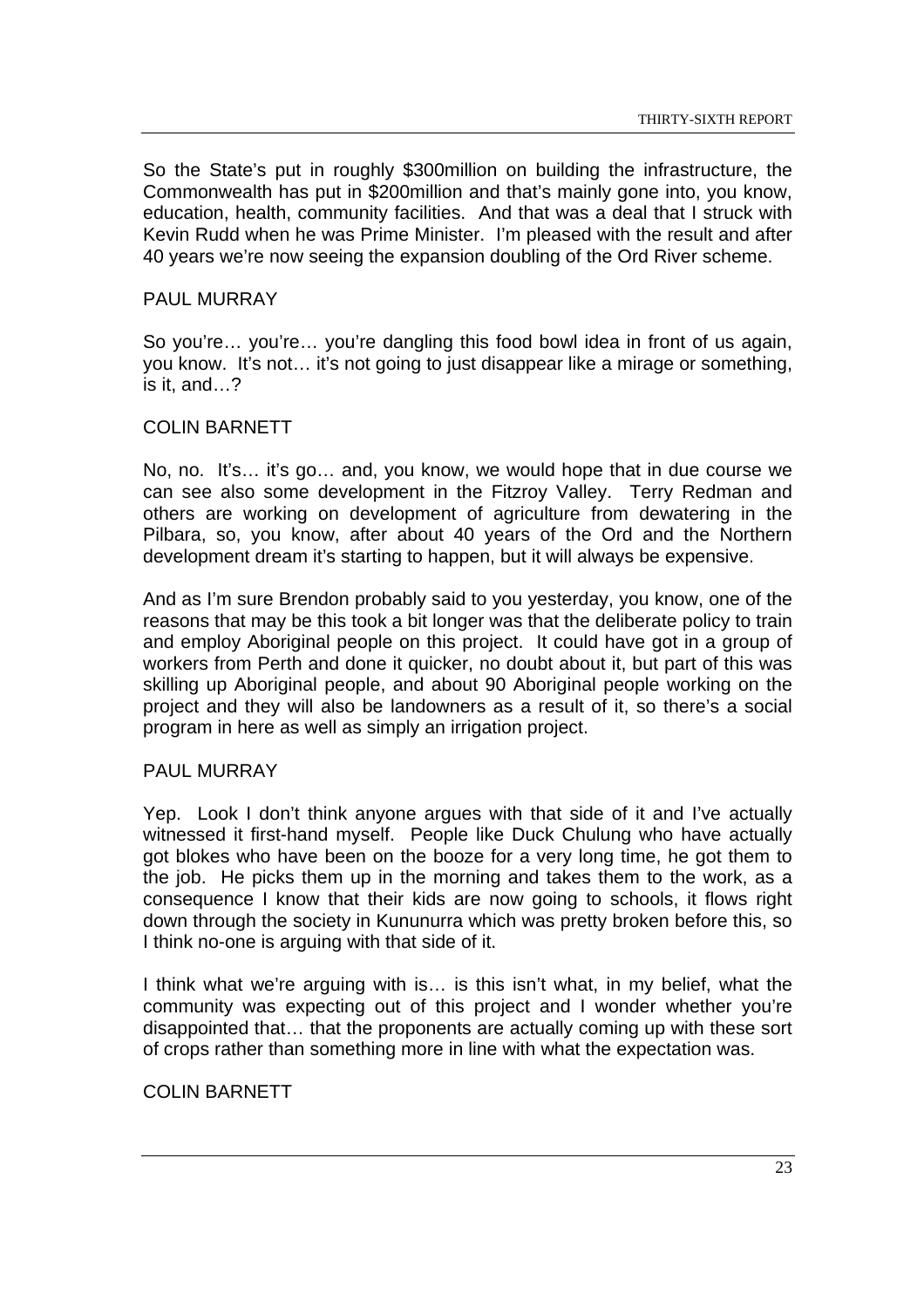So the State's put in roughly $300million on building the infrastructure, the Commonwealth has put in $200million and that's mainly gone into, you know, education, health, community facilities. And that was a deal that I struck with Kevin Rudd when he was Prime Minister. I'm pleased with the result and after 40 years we're now seeing the expansion doubling of the Ord River scheme.

PAUL MURRAY

So you're… you're… you're dangling this food bowl idea in front of us again, you know. It's not… it's not going to just disappear like a mirage or something, is it, and…?

COLIN BARNETT

No, no. It's… it's go… and, you know, we would hope that in due course we can see also some development in the Fitzroy Valley. Terry Redman and others are working on development of agriculture from dewatering in the Pilbara, so, you know, after about 40 years of the Ord and the Northern development dream it's starting to happen, but it will always be expensive.

And as I'm sure Brendon probably said to you yesterday, you know, one of the reasons that may be this took a bit longer was that the deliberate policy to train and employ Aboriginal people on this project. It could have got in a group of workers from Perth and done it quicker, no doubt about it, but part of this was skilling up Aboriginal people, and about 90 Aboriginal people working on the project and they will also be landowners as a result of it, so there's a social program in here as well as simply an irrigation project.

PAUL MURRAY

Yep. Look I don't think anyone argues with that side of it and I've actually witnessed it first-hand myself. People like Duck Chulung who have actually got blokes who have been on the booze for a very long time, he got them to the job. He picks them up in the morning and takes them to the work, as a consequence I know that their kids are now going to schools, it flows right down through the society in Kununurra which was pretty broken before this, so I think no-one is arguing with that side of it.

I think what we're arguing with is… is this isn't what, in my belief, what the community was expecting out of this project and I wonder whether you're disappointed that… that the proponents are actually coming up with these sort of crops rather than something more in line with what the expectation was.

COLIN BARNETT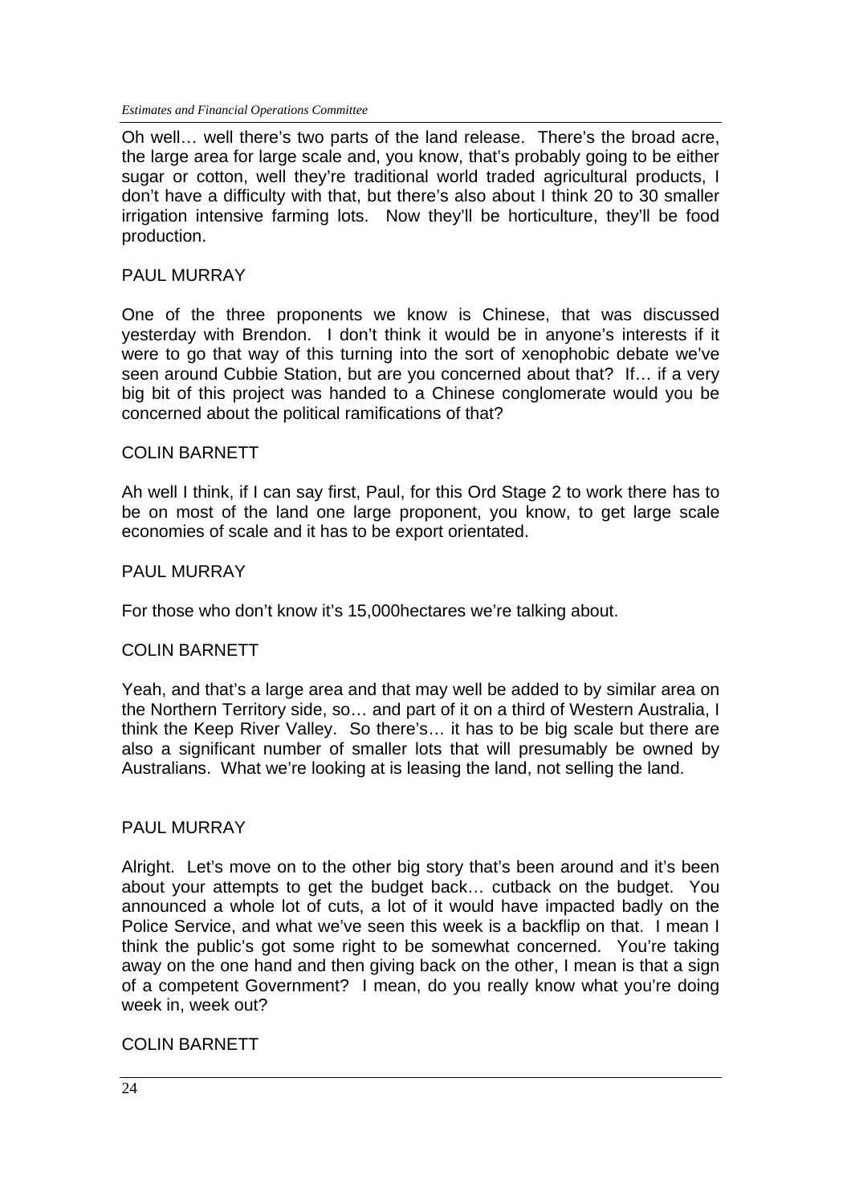Oh well… well there's two parts of the land release. There's the broad acre, the large area for large scale and, you know, that's probably going to be either sugar or cotton, well they're traditional world traded agricultural products, I don't have a difficulty with that, but there's also about I think 20 to 30 smaller irrigation intensive farming lots. Now they'll be horticulture, they'll be food production.

PAUL MURRAY

One of the three proponents we know is Chinese, that was discussed yesterday with Brendon. I don't think it would be in anyone's interests if it were to go that way of this turning into the sort of xenophobic debate we've seen around Cubbie Station, but are you concerned about that? If… if a very big bit of this project was handed to a Chinese conglomerate would you be concerned about the political ramifications of that?

COLIN BARNETT

Ah well I think, if I can say first, Paul, for this Ord Stage 2 to work there has to be on most of the land one large proponent, you know, to get large scale economies of scale and it has to be export orientated.

PAUL MURRAY

For those who don't know it's 15,000hectares we're talking about.

COLIN BARNETT

Yeah, and that's a large area and that may well be added to by similar area on the Northern Territory side, so… and part of it on a third of Western Australia, I think the Keep River Valley. So there's… it has to be big scale but there are also a significant number of smaller lots that will presumably be owned by Australians. What we're looking at is leasing the land, not selling the land.

PAUL MURRAY

Alright. Let's move on to the other big story that's been around and it's been about your attempts to get the budget back… cutback on the budget. You announced a whole lot of cuts, a lot of it would have impacted badly on the Police Service, and what we've seen this week is a backflip on that. I mean I think the public's got some right to be somewhat concerned. You're taking away on the one hand and then giving back on the other, I mean is that a sign of a competent Government? I mean, do you really know what you're doing week in, week out?

COLIN BARNETT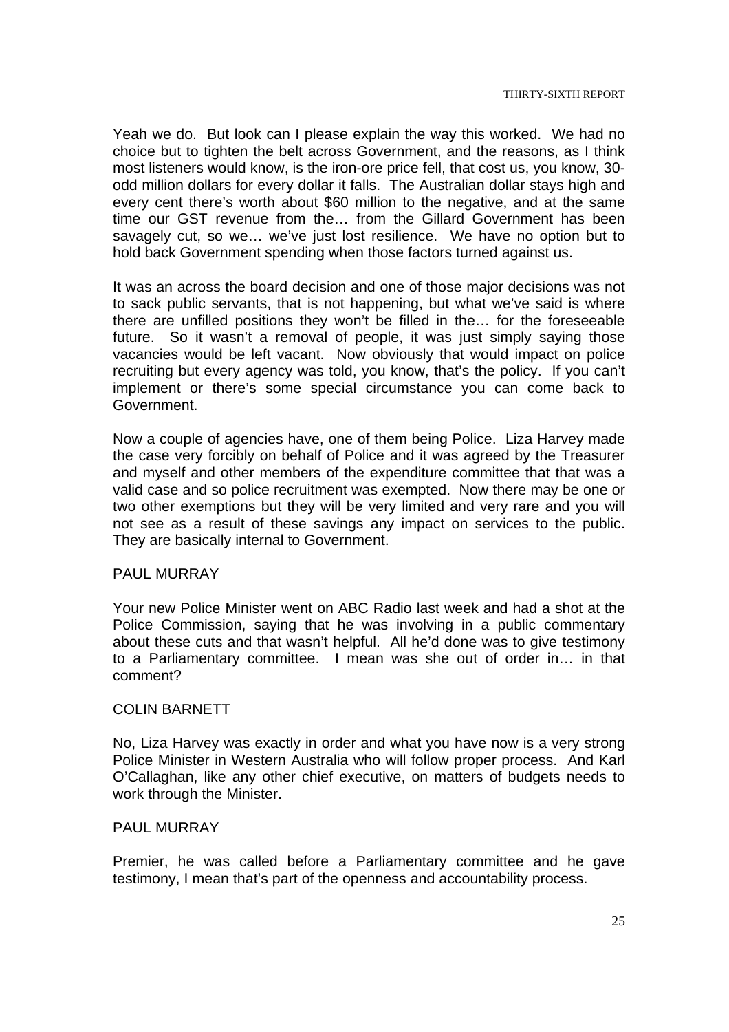Yeah we do. But look can I please explain the way this worked. We had no choice but to tighten the belt across Government, and the reasons, as I think most listeners would know, is the iron-ore price fell, that cost us, you know, 30-odd million dollars for every dollar it falls. The Australian dollar stays high and every cent there's worth about $60 million to the negative, and at the same time our GST revenue from the… from the Gillard Government has been savagely cut, so we… we've just lost resilience. We have no option but to hold back Government spending when those factors turned against us.

It was an across the board decision and one of those major decisions was not to sack public servants, that is not happening, but what we've said is where there are unfilled positions they won't be filled in the… for the foreseeable future. So it wasn't a removal of people, it was just simply saying those vacancies would be left vacant. Now obviously that would impact on police recruiting but every agency was told, you know, that's the policy. If you can't implement or there's some special circumstance you can come back to Government.

Now a couple of agencies have, one of them being Police. Liza Harvey made the case very forcibly on behalf of Police and it was agreed by the Treasurer and myself and other members of the expenditure committee that that was a valid case and so police recruitment was exempted. Now there may be one or two other exemptions but they will be very limited and very rare and you will not see as a result of these savings any impact on services to the public. They are basically internal to Government.

PAUL MURRAY

Your new Police Minister went on ABC Radio last week and had a shot at the Police Commission, saying that he was involving in a public commentary about these cuts and that wasn't helpful. All he'd done was to give testimony to a Parliamentary committee. I mean was she out of order in… in that comment?

COLIN BARNETT

No, Liza Harvey was exactly in order and what you have now is a very strong Police Minister in Western Australia who will follow proper process. And Karl O'Callaghan, like any other chief executive, on matters of budgets needs to work through the Minister.

PAUL MURRAY

Premier, he was called before a Parliamentary committee and he gave testimony, I mean that's part of the openness and accountability process.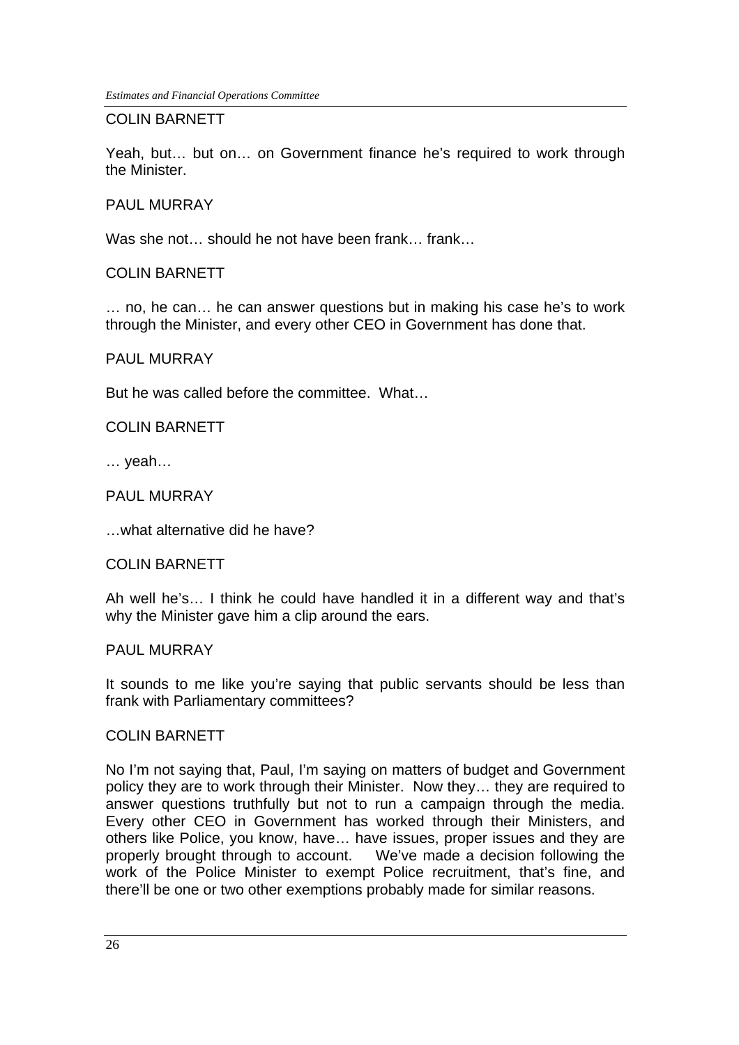COLIN BARNETT

Yeah, but… but on… on Government finance he's required to work through the Minister.

PAUL MURRAY

Was she not… should he not have been frank… frank…

COLIN BARNETT

… no, he can… he can answer questions but in making his case he's to work through the Minister, and every other CEO in Government has done that.

PAUL MURRAY

But he was called before the committee. What…

COLIN BARNETT

… yeah…

PAUL MURRAY

…what alternative did he have?

COLIN BARNETT

Ah well he's… I think he could have handled it in a different way and that's why the Minister gave him a clip around the ears.

PAUL MURRAY

It sounds to me like you're saying that public servants should be less than frank with Parliamentary committees?

COLIN BARNETT

No I'm not saying that, Paul, I'm saying on matters of budget and Government policy they are to work through their Minister. Now they… they are required to answer questions truthfully but not to run a campaign through the media. Every other CEO in Government has worked through their Ministers, and others like Police, you know, have… have issues, proper issues and they are properly brought through to account. We've made a decision following the work of the Police Minister to exempt Police recruitment, that's fine, and there'll be one or two other exemptions probably made for similar reasons.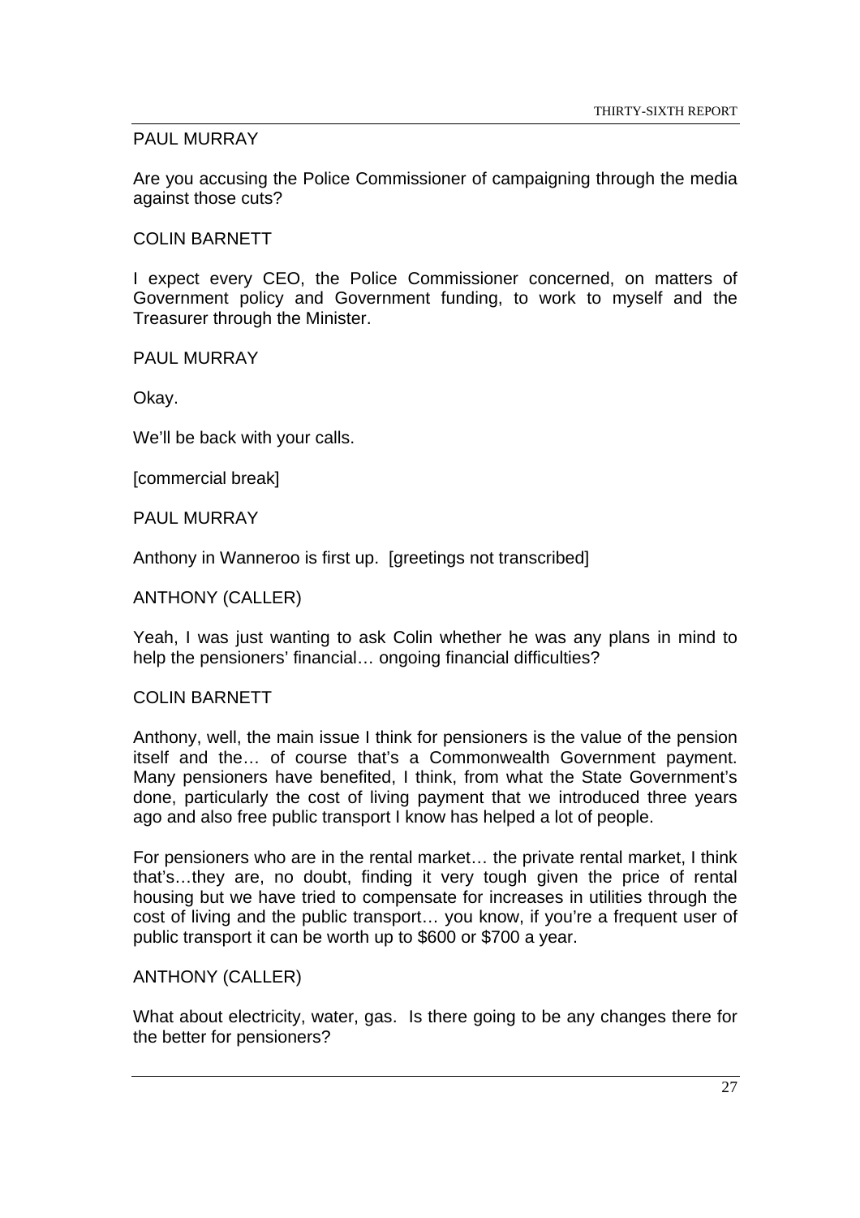PAUL MURRAY

Are you accusing the Police Commissioner of campaigning through the media against those cuts?

COLIN BARNETT

I expect every CEO, the Police Commissioner concerned, on matters of Government policy and Government funding, to work to myself and the Treasurer through the Minister.

PAUL MURRAY

Okay.

We'll be back with your calls.

[commercial break]

PAUL MURRAY

Anthony in Wanneroo is first up. [greetings not transcribed]

ANTHONY (CALLER)

Yeah, I was just wanting to ask Colin whether he was any plans in mind to help the pensioners' financial… ongoing financial difficulties?

COLIN BARNETT

Anthony, well, the main issue I think for pensioners is the value of the pension itself and the… of course that's a Commonwealth Government payment. Many pensioners have benefited, I think, from what the State Government's done, particularly the cost of living payment that we introduced three years ago and also free public transport I know has helped a lot of people.

For pensioners who are in the rental market… the private rental market, I think that's…they are, no doubt, finding it very tough given the price of rental housing but we have tried to compensate for increases in utilities through the cost of living and the public transport… you know, if you're a frequent user of public transport it can be worth up to $600 or $700 a year.

ANTHONY (CALLER)

What about electricity, water, gas. Is there going to be any changes there for the better for pensioners?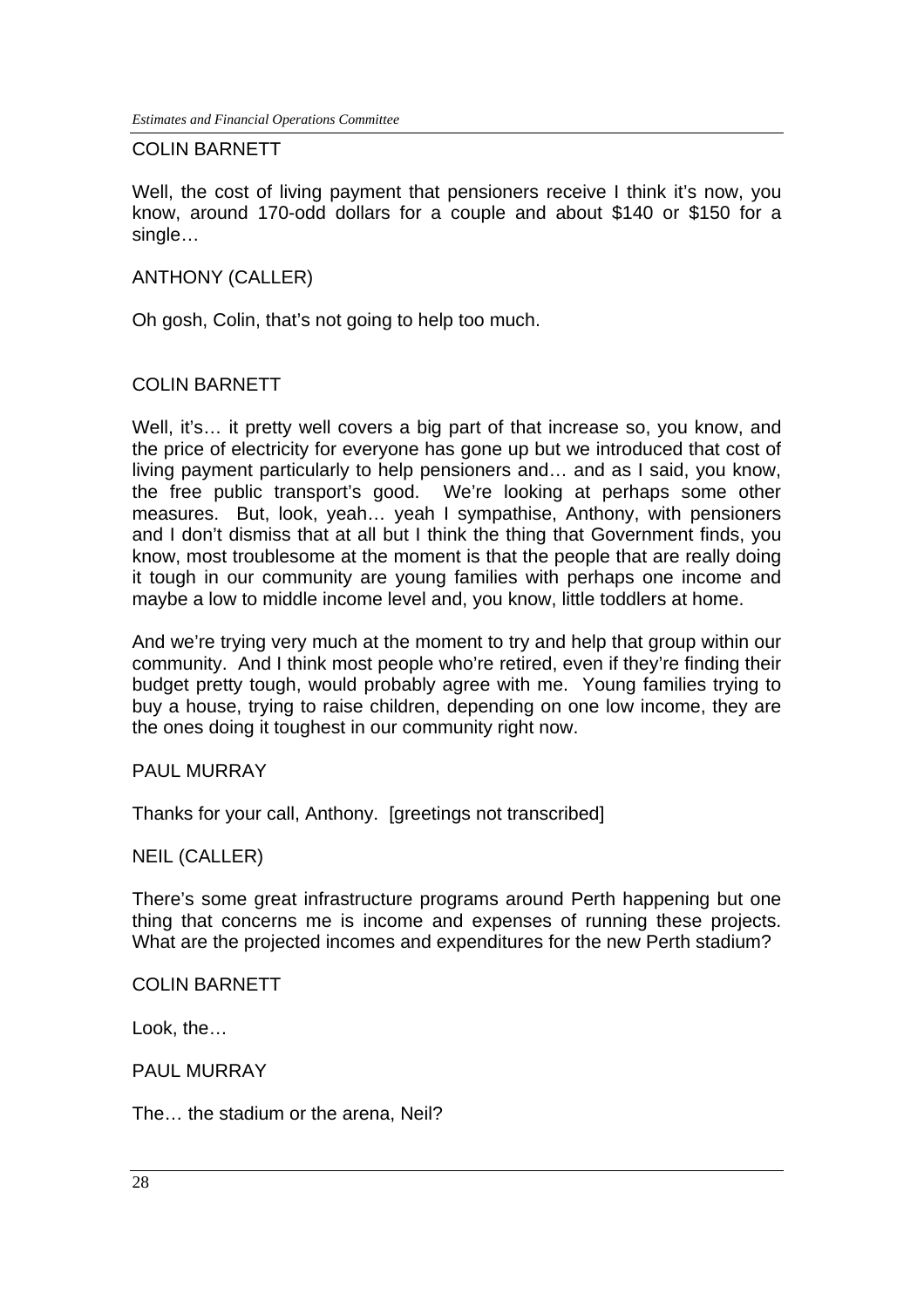COLIN BARNETT

Well, the cost of living payment that pensioners receive I think it's now, you know, around 170-odd dollars for a couple and about $140 or $150 for a single…

ANTHONY (CALLER)

Oh gosh, Colin, that's not going to help too much.

COLIN BARNETT

Well, it's… it pretty well covers a big part of that increase so, you know, and the price of electricity for everyone has gone up but we introduced that cost of living payment particularly to help pensioners and… and as I said, you know, the free public transport's good. We're looking at perhaps some other measures. But, look, yeah… yeah I sympathise, Anthony, with pensioners and I don't dismiss that at all but I think the thing that Government finds, you know, most troublesome at the moment is that the people that are really doing it tough in our community are young families with perhaps one income and maybe a low to middle income level and, you know, little toddlers at home.

And we're trying very much at the moment to try and help that group within our community. And I think most people who're retired, even if they're finding their budget pretty tough, would probably agree with me. Young families trying to buy a house, trying to raise children, depending on one low income, they are the ones doing it toughest in our community right now.

PAUL MURRAY

Thanks for your call, Anthony. [greetings not transcribed]

NEIL (CALLER)

There's some great infrastructure programs around Perth happening but one thing that concerns me is income and expenses of running these projects. What are the projected incomes and expenditures for the new Perth stadium?

COLIN BARNETT

Look, the…

PAUL MURRAY

The… the stadium or the arena, Neil?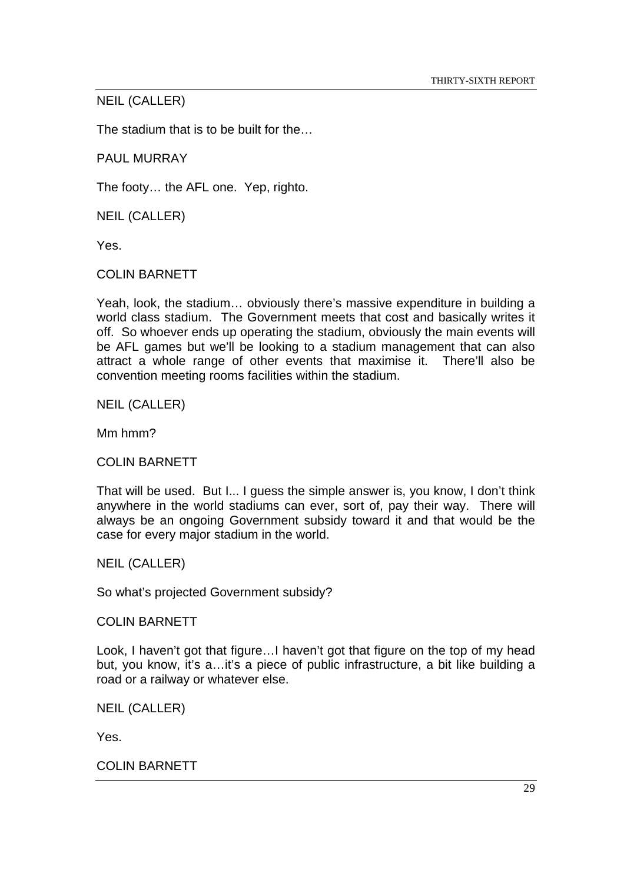NEIL (CALLER)

The stadium that is to be built for the…

PAUL MURRAY

The footy… the AFL one. Yep, righto.

NEIL (CALLER)

Yes.

COLIN BARNETT

Yeah, look, the stadium… obviously there's massive expenditure in building a world class stadium. The Government meets that cost and basically writes it off. So whoever ends up operating the stadium, obviously the main events will be AFL games but we'll be looking to a stadium management that can also attract a whole range of other events that maximise it. There'll also be convention meeting rooms facilities within the stadium.

NEIL (CALLER)

Mm hmm?

COLIN BARNETT

That will be used. But I... I guess the simple answer is, you know, I don't think anywhere in the world stadiums can ever, sort of, pay their way. There will always be an ongoing Government subsidy toward it and that would be the case for every major stadium in the world.

NEIL (CALLER)

So what's projected Government subsidy?

COLIN BARNETT

Look, I haven't got that figure…I haven't got that figure on the top of my head but, you know, it's a…it's a piece of public infrastructure, a bit like building a road or a railway or whatever else.

NEIL (CALLER)

Yes.

COLIN BARNETT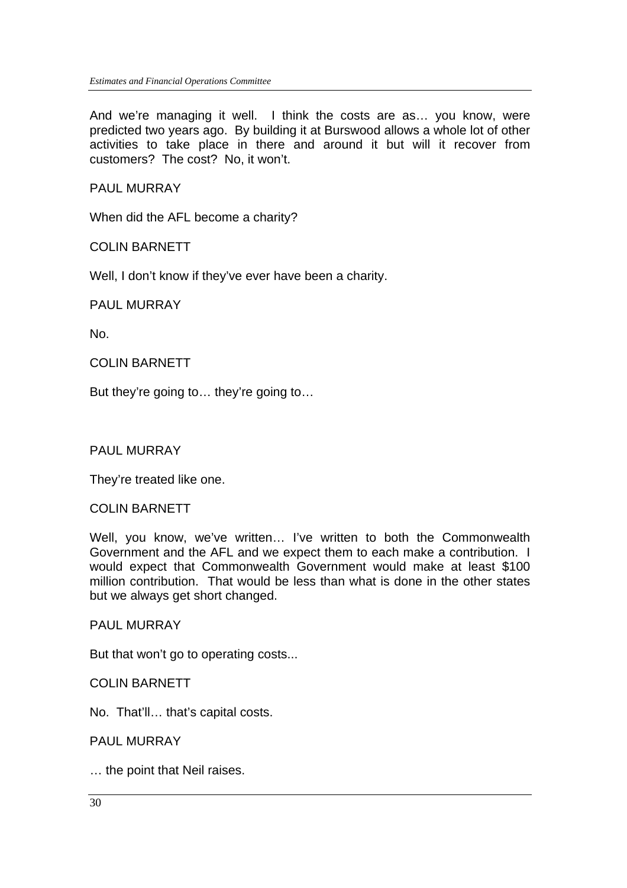And we're managing it well. I think the costs are as… you know, were predicted two years ago. By building it at Burswood allows a whole lot of other activities to take place in there and around it but will it recover from customers? The cost? No, it won't.

PAUL MURRAY

When did the AFL become a charity?

COLIN BARNETT

Well, I don't know if they've ever have been a charity.

PAUL MURRAY

No.

COLIN BARNETT

But they're going to… they're going to…

PAUL MURRAY

They're treated like one.

COLIN BARNETT

Well, you know, we've written… I've written to both the Commonwealth Government and the AFL and we expect them to each make a contribution. I would expect that Commonwealth Government would make at least $100 million contribution. That would be less than what is done in the other states but we always get short changed.

PAUL MURRAY

But that won't go to operating costs...

COLIN BARNETT

No. That'll… that's capital costs.

PAUL MURRAY

… the point that Neil raises.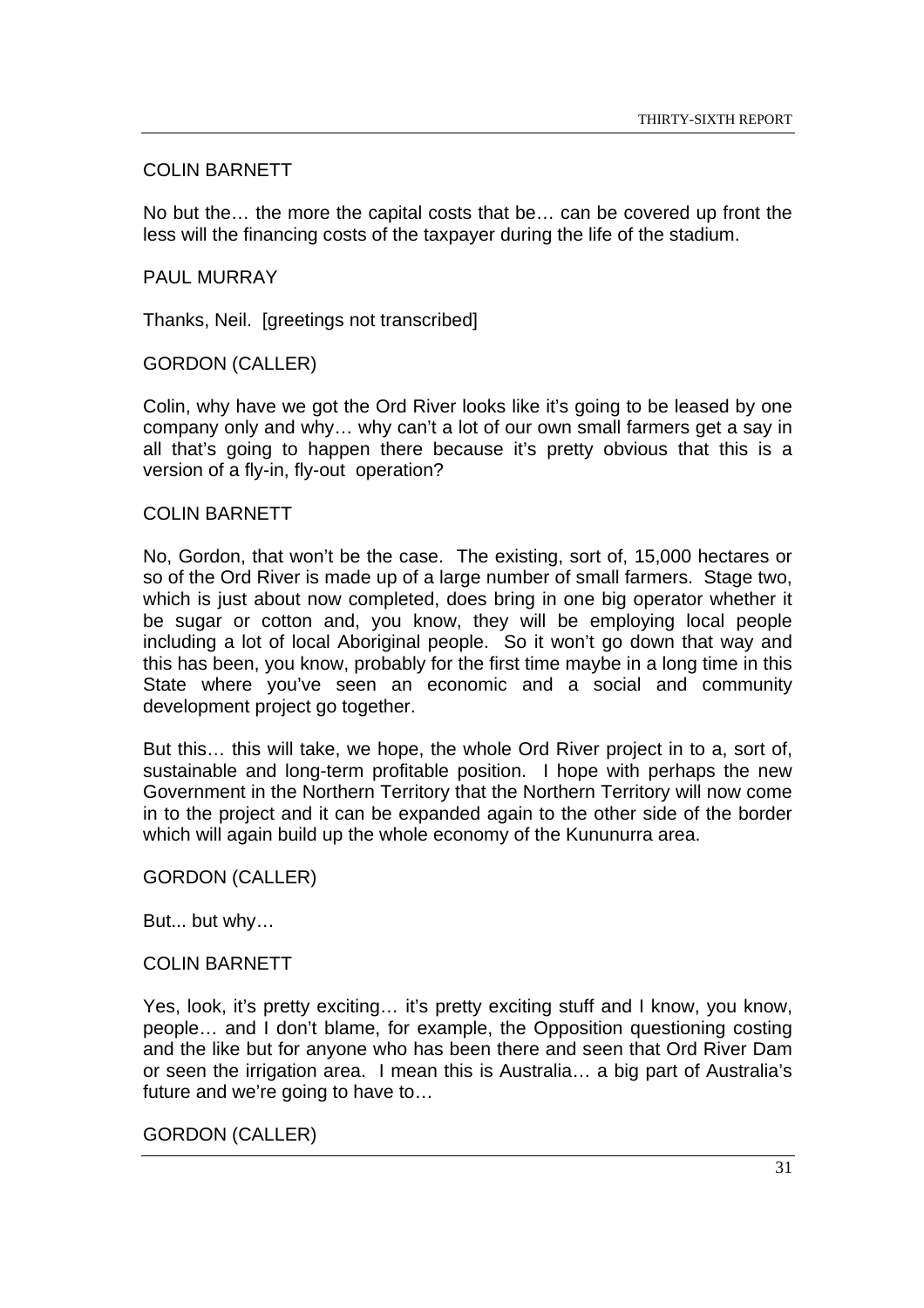COLIN BARNETT

No but the… the more the capital costs that be… can be covered up front the less will the financing costs of the taxpayer during the life of the stadium.

PAUL MURRAY

Thanks, Neil. [greetings not transcribed]

GORDON (CALLER)

Colin, why have we got the Ord River looks like it's going to be leased by one company only and why… why can't a lot of our own small farmers get a say in all that's going to happen there because it's pretty obvious that this is a version of a fly-in, fly-out operation?

COLIN BARNETT

No, Gordon, that won't be the case. The existing, sort of, 15,000 hectares or so of the Ord River is made up of a large number of small farmers. Stage two, which is just about now completed, does bring in one big operator whether it be sugar or cotton and, you know, they will be employing local people including a lot of local Aboriginal people. So it won't go down that way and this has been, you know, probably for the first time maybe in a long time in this State where you've seen an economic and a social and community development project go together.

But this… this will take, we hope, the whole Ord River project in to a, sort of, sustainable and long-term profitable position. I hope with perhaps the new Government in the Northern Territory that the Northern Territory will now come in to the project and it can be expanded again to the other side of the border which will again build up the whole economy of the Kununurra area.

GORDON (CALLER)

But... but why…

COLIN BARNETT

Yes, look, it's pretty exciting… it's pretty exciting stuff and I know, you know, people… and I don't blame, for example, the Opposition questioning costing and the like but for anyone who has been there and seen that Ord River Dam or seen the irrigation area. I mean this is Australia… a big part of Australia's future and we're going to have to…

GORDON (CALLER)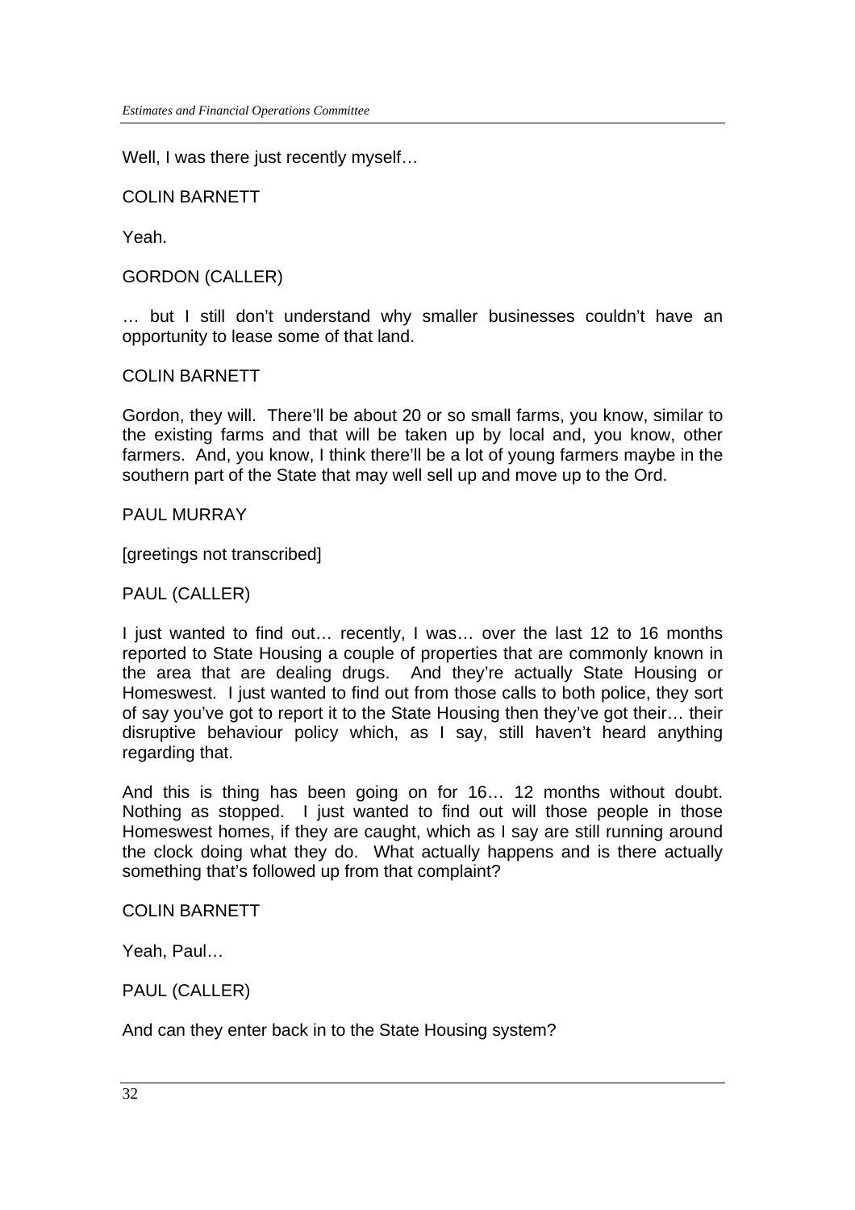Well, I was there just recently myself…

COLIN BARNETT

Yeah.

GORDON (CALLER)

… but I still don't understand why smaller businesses couldn't have an opportunity to lease some of that land.

COLIN BARNETT

Gordon, they will. There'll be about 20 or so small farms, you know, similar to the existing farms and that will be taken up by local and, you know, other farmers. And, you know, I think there'll be a lot of young farmers maybe in the southern part of the State that may well sell up and move up to the Ord.

PAUL MURRAY

[greetings not transcribed]

PAUL (CALLER)

I just wanted to find out… recently, I was… over the last 12 to 16 months reported to State Housing a couple of properties that are commonly known in the area that are dealing drugs. And they're actually State Housing or Homeswest. I just wanted to find out from those calls to both police, they sort of say you've got to report it to the State Housing then they've got their… their disruptive behaviour policy which, as I say, still haven't heard anything regarding that.

And this is thing has been going on for 16… 12 months without doubt. Nothing as stopped. I just wanted to find out will those people in those Homeswest homes, if they are caught, which as I say are still running around the clock doing what they do. What actually happens and is there actually something that's followed up from that complaint?

COLIN BARNETT

Yeah, Paul…

PAUL (CALLER)

And can they enter back in to the State Housing system?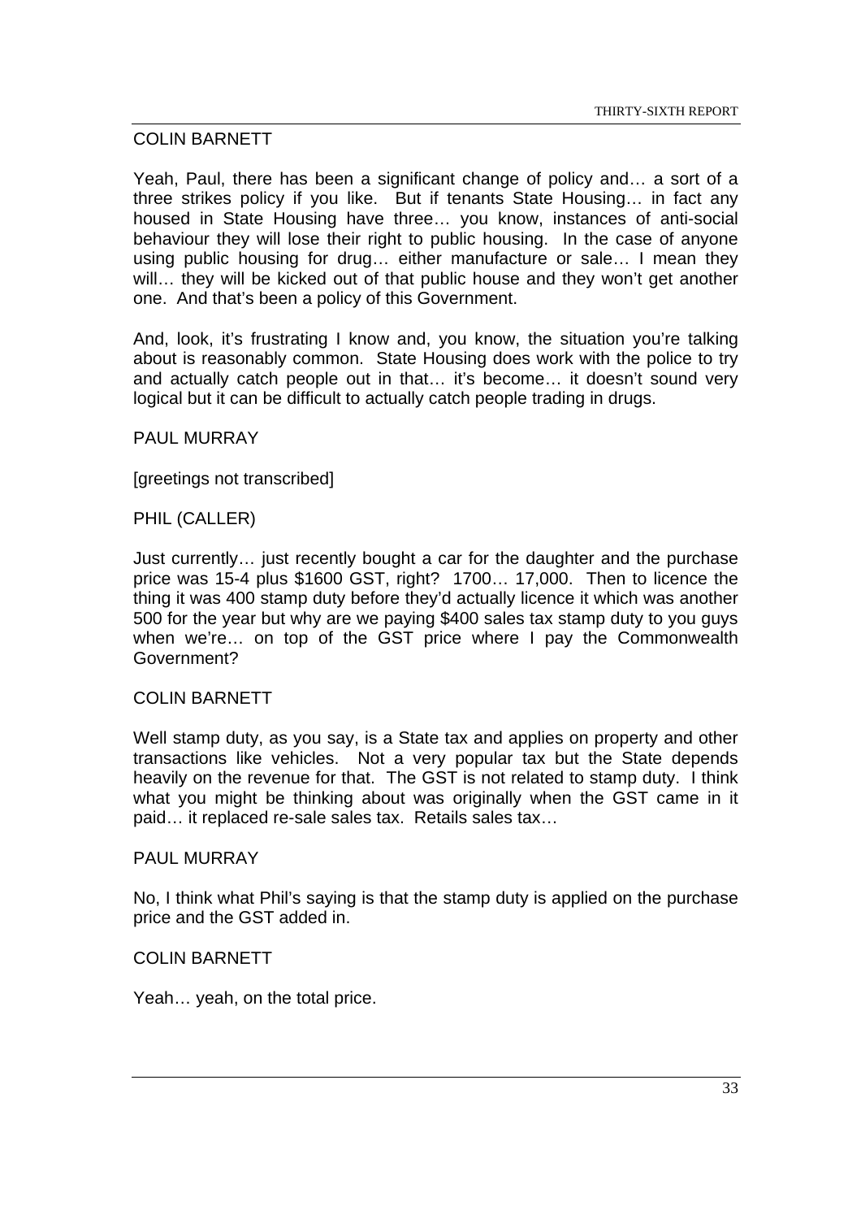COLIN BARNETT

Yeah, Paul, there has been a significant change of policy and… a sort of a three strikes policy if you like. But if tenants State Housing… in fact any housed in State Housing have three… you know, instances of anti-social behaviour they will lose their right to public housing. In the case of anyone using public housing for drug… either manufacture or sale… I mean they will… they will be kicked out of that public house and they won't get another one. And that's been a policy of this Government.

And, look, it's frustrating I know and, you know, the situation you're talking about is reasonably common. State Housing does work with the police to try and actually catch people out in that… it's become… it doesn't sound very logical but it can be difficult to actually catch people trading in drugs.

PAUL MURRAY

[greetings not transcribed]

PHIL (CALLER)

Just currently… just recently bought a car for the daughter and the purchase price was 15-4 plus $1600 GST, right? 1700… 17,000. Then to licence the thing it was 400 stamp duty before they'd actually licence it which was another 500 for the year but why are we paying $400 sales tax stamp duty to you guys when we're… on top of the GST price where I pay the Commonwealth Government?

COLIN BARNETT

Well stamp duty, as you say, is a State tax and applies on property and other transactions like vehicles. Not a very popular tax but the State depends heavily on the revenue for that. The GST is not related to stamp duty. I think what you might be thinking about was originally when the GST came in it paid… it replaced re-sale sales tax. Retails sales tax…

PAUL MURRAY

No, I think what Phil's saying is that the stamp duty is applied on the purchase price and the GST added in.

COLIN BARNETT

Yeah… yeah, on the total price.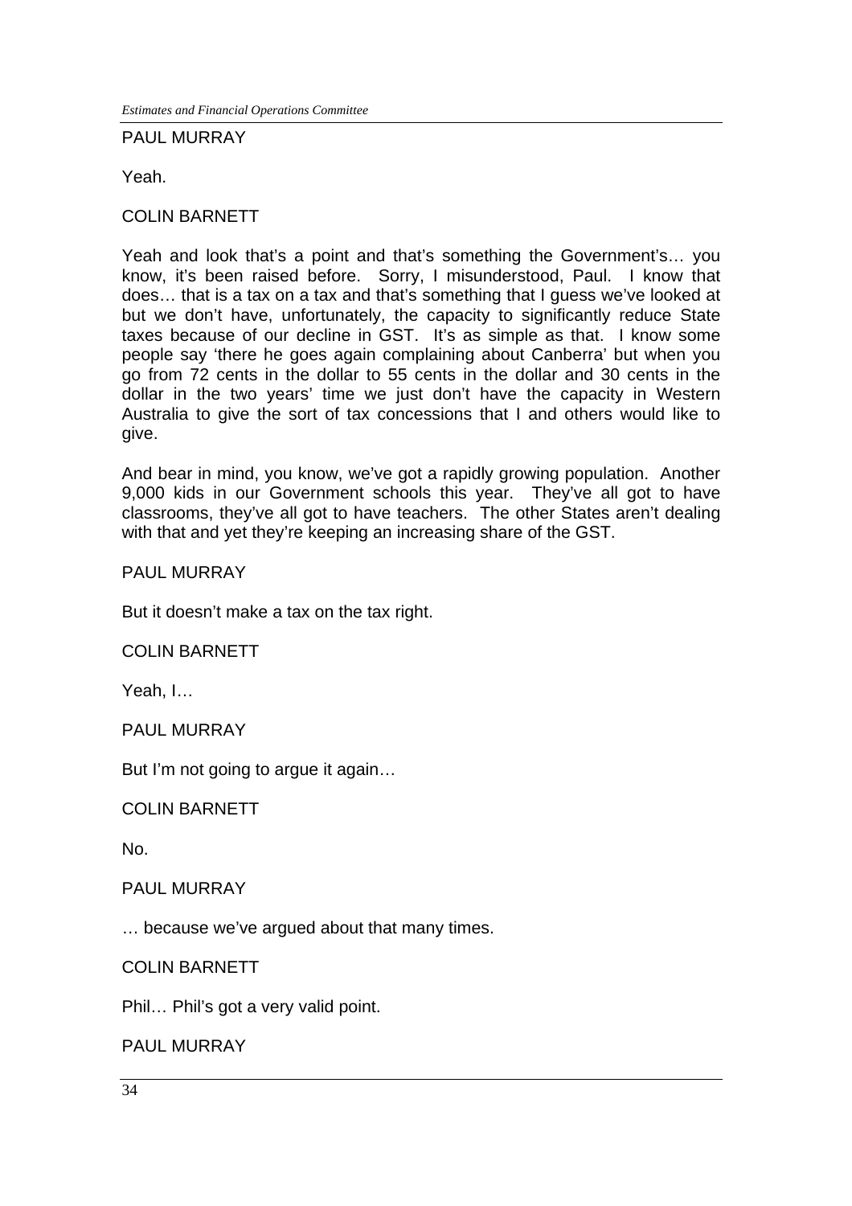PAUL MURRAY

Yeah.

COLIN BARNETT

Yeah and look that's a point and that's something the Government's… you know, it's been raised before. Sorry, I misunderstood, Paul. I know that does… that is a tax on a tax and that's something that I guess we've looked at but we don't have, unfortunately, the capacity to significantly reduce State taxes because of our decline in GST. It's as simple as that. I know some people say 'there he goes again complaining about Canberra' but when you go from 72 cents in the dollar to 55 cents in the dollar and 30 cents in the dollar in the two years' time we just don't have the capacity in Western Australia to give the sort of tax concessions that I and others would like to give.

And bear in mind, you know, we've got a rapidly growing population. Another 9,000 kids in our Government schools this year. They've all got to have classrooms, they've all got to have teachers. The other States aren't dealing with that and yet they're keeping an increasing share of the GST.

PAUL MURRAY

But it doesn't make a tax on the tax right.

COLIN BARNETT

Yeah, I…

PAUL MURRAY

But I'm not going to argue it again…

COLIN BARNETT

No.

PAUL MURRAY

… because we've argued about that many times.

COLIN BARNETT

Phil… Phil's got a very valid point.

PAUL MURRAY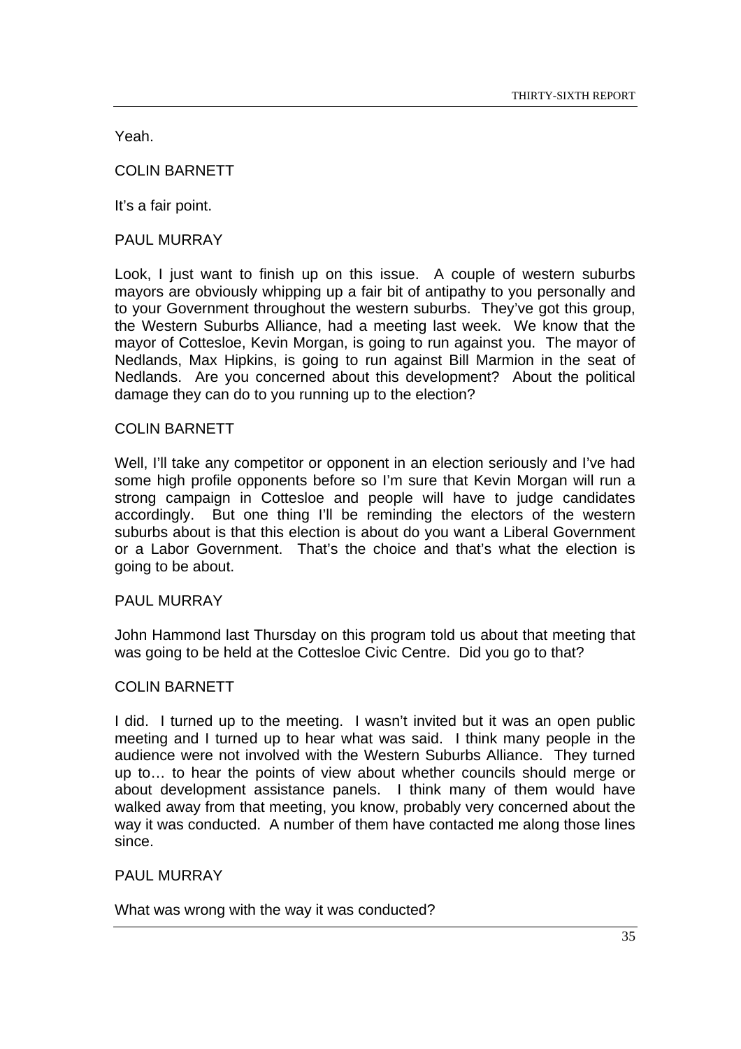Yeah.

COLIN BARNETT

It's a fair point.

PAUL MURRAY

Look, I just want to finish up on this issue. A couple of western suburbs mayors are obviously whipping up a fair bit of antipathy to you personally and to your Government throughout the western suburbs. They've got this group, the Western Suburbs Alliance, had a meeting last week. We know that the mayor of Cottesloe, Kevin Morgan, is going to run against you. The mayor of Nedlands, Max Hipkins, is going to run against Bill Marmion in the seat of Nedlands. Are you concerned about this development? About the political damage they can do to you running up to the election?

COLIN BARNETT

Well, I'll take any competitor or opponent in an election seriously and I've had some high profile opponents before so I'm sure that Kevin Morgan will run a strong campaign in Cottesloe and people will have to judge candidates accordingly. But one thing I'll be reminding the electors of the western suburbs about is that this election is about do you want a Liberal Government or a Labor Government. That's the choice and that's what the election is going to be about.

PAUL MURRAY

John Hammond last Thursday on this program told us about that meeting that was going to be held at the Cottesloe Civic Centre. Did you go to that?

COLIN BARNETT

I did. I turned up to the meeting. I wasn't invited but it was an open public meeting and I turned up to hear what was said. I think many people in the audience were not involved with the Western Suburbs Alliance. They turned up to… to hear the points of view about whether councils should merge or about development assistance panels. I think many of them would have walked away from that meeting, you know, probably very concerned about the way it was conducted. A number of them have contacted me along those lines since.

PAUL MURRAY

What was wrong with the way it was conducted?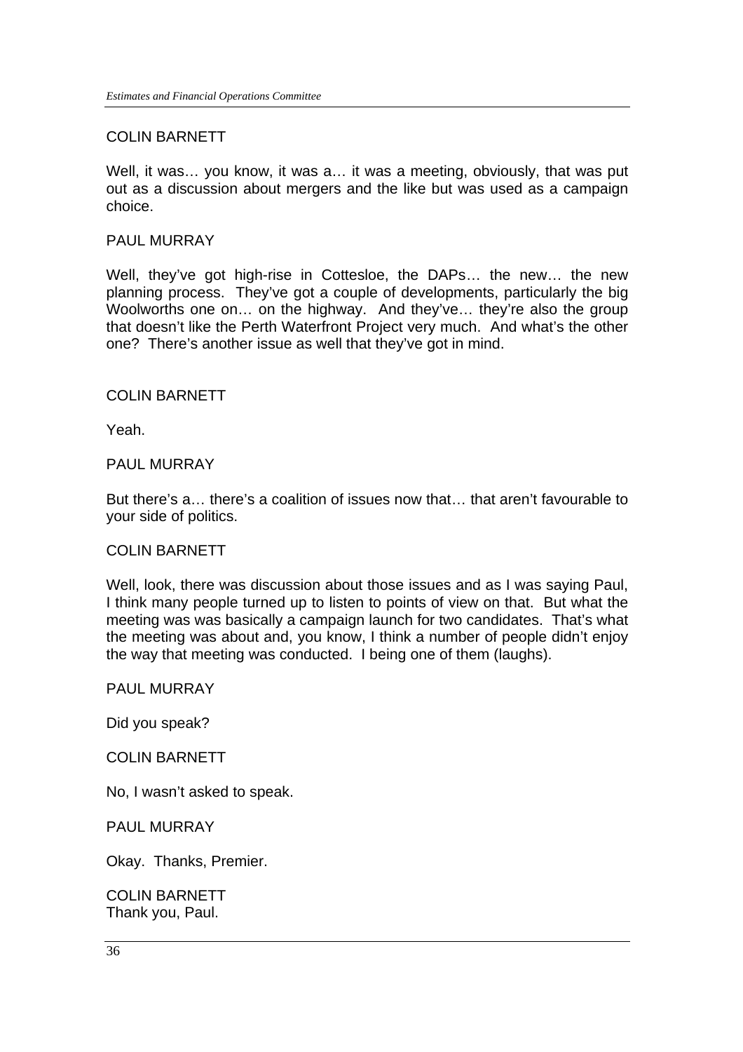COLIN BARNETT

Well, it was… you know, it was a… it was a meeting, obviously, that was put out as a discussion about mergers and the like but was used as a campaign choice.

PAUL MURRAY

Well, they've got high-rise in Cottesloe, the DAPs… the new… the new planning process. They've got a couple of developments, particularly the big Woolworths one on… on the highway. And they've… they're also the group that doesn't like the Perth Waterfront Project very much. And what's the other one? There's another issue as well that they've got in mind.

COLIN BARNETT

Yeah.

PAUL MURRAY

But there's a… there's a coalition of issues now that… that aren't favourable to your side of politics.

COLIN BARNETT

Well, look, there was discussion about those issues and as I was saying Paul, I think many people turned up to listen to points of view on that. But what the meeting was was basically a campaign launch for two candidates. That's what the meeting was about and, you know, I think a number of people didn't enjoy the way that meeting was conducted. I being one of them (laughs).

PAUL MURRAY

Did you speak?

COLIN BARNETT

No, I wasn't asked to speak.

PAUL MURRAY

Okay. Thanks, Premier.

COLIN BARNETT
Thank you, Paul.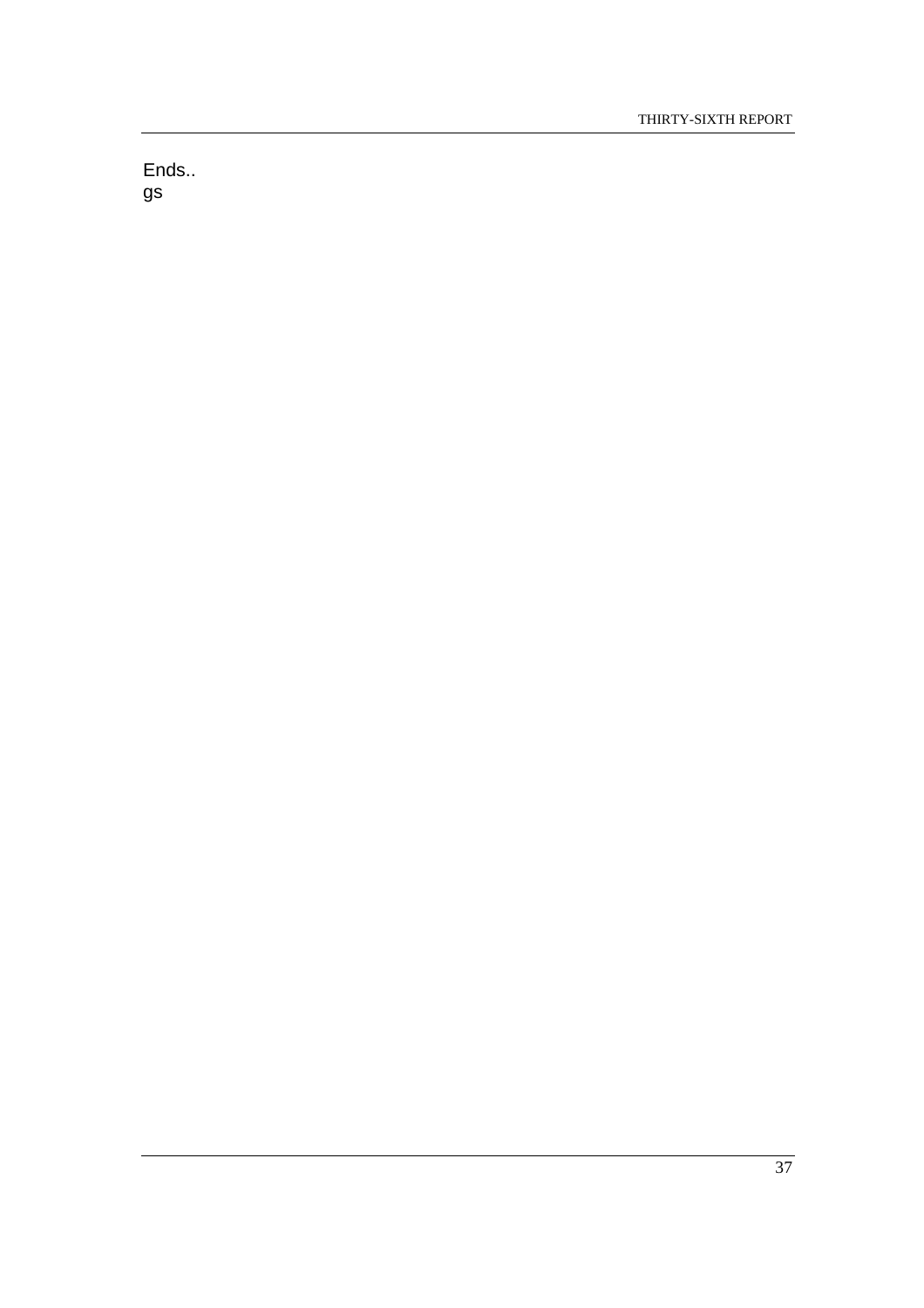Ends..
gs